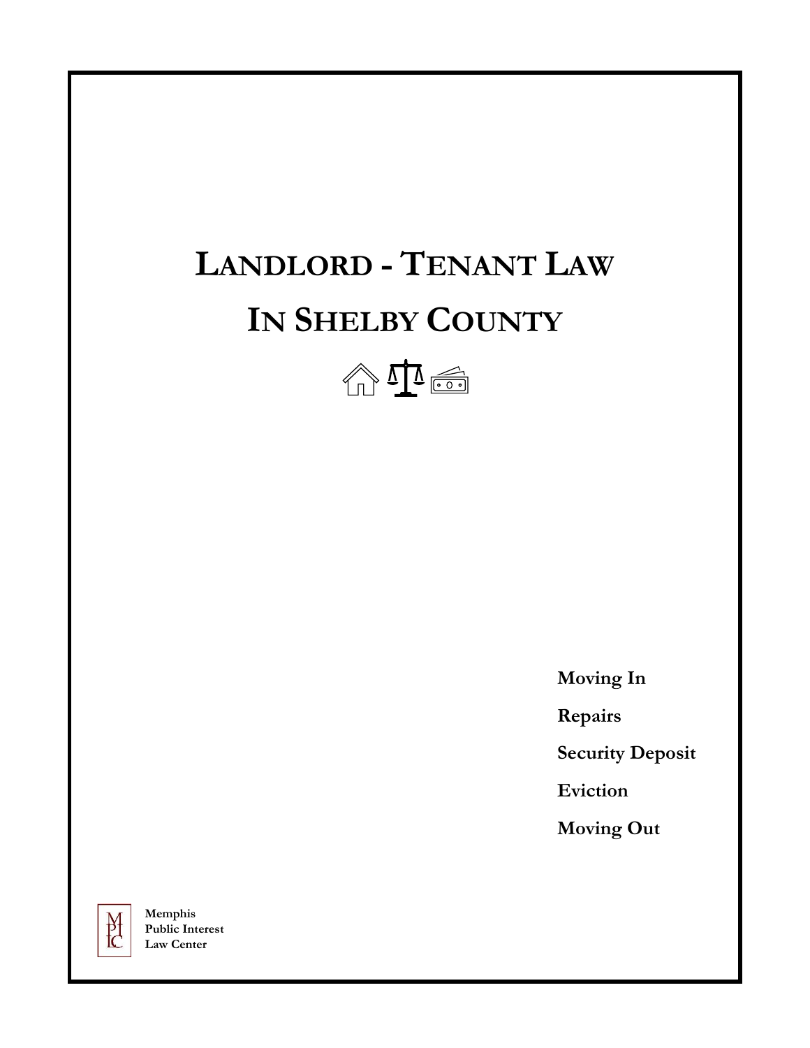# Landlord - Tenant Law In Shelby County

**Moving In**

**Repairs**

**Security Deposit**

**Eviction**

**Moving Out**

**Memphis Public Interest Law Center**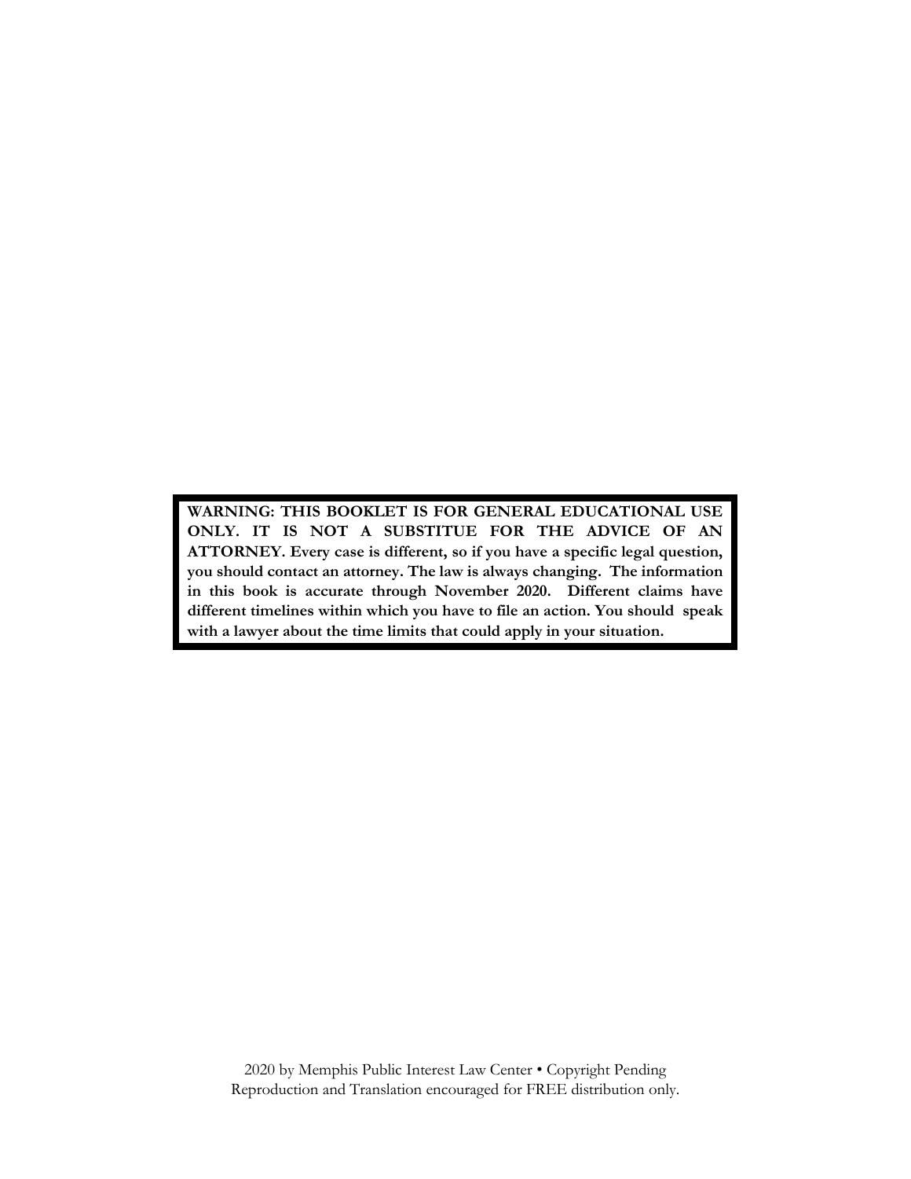**WARNING: THIS BOOKLET IS FOR GENERAL EDUCATIONAL USE ONLY. IT IS NOT A SUBSTITUE FOR THE ADVICE OF AN ATTORNEY. Every case is different, so if you have a specific legal question, you should contact an attorney. The law is always changing. The information in this book is accurate through November 2020. Different claims have different timelines within which you have to file an action. You should speak with a lawyer about the time limits that could apply in your situation.**

2020 by Memphis Public Interest Law Center • Copyright Pending
Reproduction and Translation encouraged for FREE distribution only.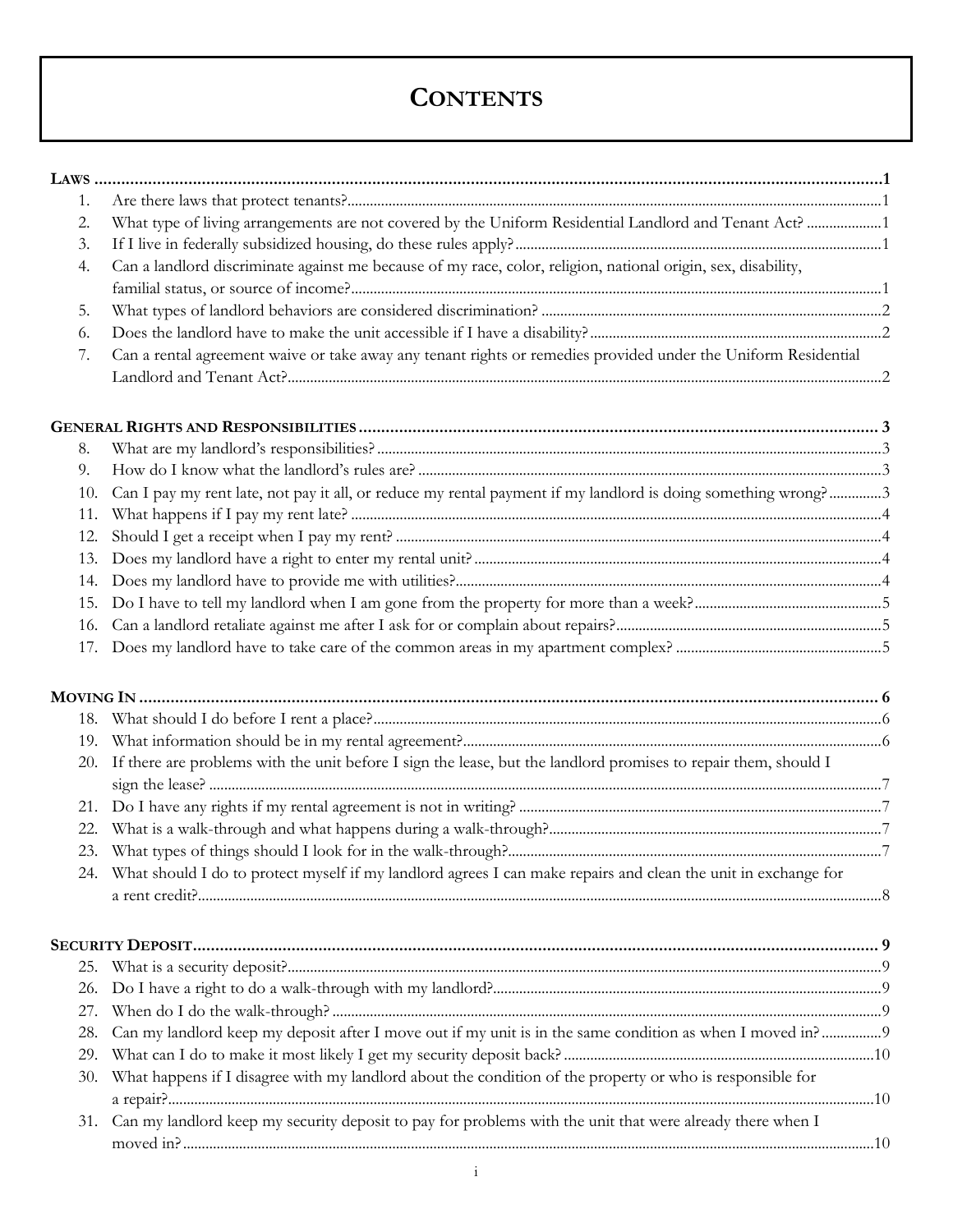# Contents

**Laws** ..... 1

1. Are there laws that protect tenants? ..... 1
2. What type of living arrangements are not covered by the Uniform Residential Landlord and Tenant Act? ..... 1
3. If I live in federally subsidized housing, do these rules apply? ..... 1
4. Can a landlord discriminate against me because of my race, color, religion, national origin, sex, disability, familial status, or source of income? ..... 1
5. What types of landlord behaviors are considered discrimination? ..... 2
6. Does the landlord have to make the unit accessible if I have a disability? ..... 2
7. Can a rental agreement waive or take away any tenant rights or remedies provided under the Uniform Residential Landlord and Tenant Act? ..... 2

**General Rights and Responsibilities** ..... 3

8. What are my landlord's responsibilities? ..... 3
9. How do I know what the landlord's rules are? ..... 3
10. Can I pay my rent late, not pay it all, or reduce my rental payment if my landlord is doing something wrong? ..... 3
11. What happens if I pay my rent late? ..... 4
12. Should I get a receipt when I pay my rent? ..... 4
13. Does my landlord have a right to enter my rental unit? ..... 4
14. Does my landlord have to provide me with utilities? ..... 4
15. Do I have to tell my landlord when I am gone from the property for more than a week? ..... 5
16. Can a landlord retaliate against me after I ask for or complain about repairs? ..... 5
17. Does my landlord have to take care of the common areas in my apartment complex? ..... 5

**Moving In** ..... 6

18. What should I do before I rent a place? ..... 6
19. What information should be in my rental agreement? ..... 6
20. If there are problems with the unit before I sign the lease, but the landlord promises to repair them, should I sign the lease? ..... 7
21. Do I have any rights if my rental agreement is not in writing? ..... 7
22. What is a walk-through and what happens during a walk-through? ..... 7
23. What types of things should I look for in the walk-through? ..... 7
24. What should I do to protect myself if my landlord agrees I can make repairs and clean the unit in exchange for a rent credit? ..... 8

**Security Deposit** ..... 9

25. What is a security deposit? ..... 9
26. Do I have a right to do a walk-through with my landlord? ..... 9
27. When do I do the walk-through? ..... 9
28. Can my landlord keep my deposit after I move out if my unit is in the same condition as when I moved in? ..... 9
29. What can I do to make it most likely I get my security deposit back? ..... 10
30. What happens if I disagree with my landlord about the condition of the property or who is responsible for a repair? ..... 10
31. Can my landlord keep my security deposit to pay for problems with the unit that were already there when I moved in? ..... 10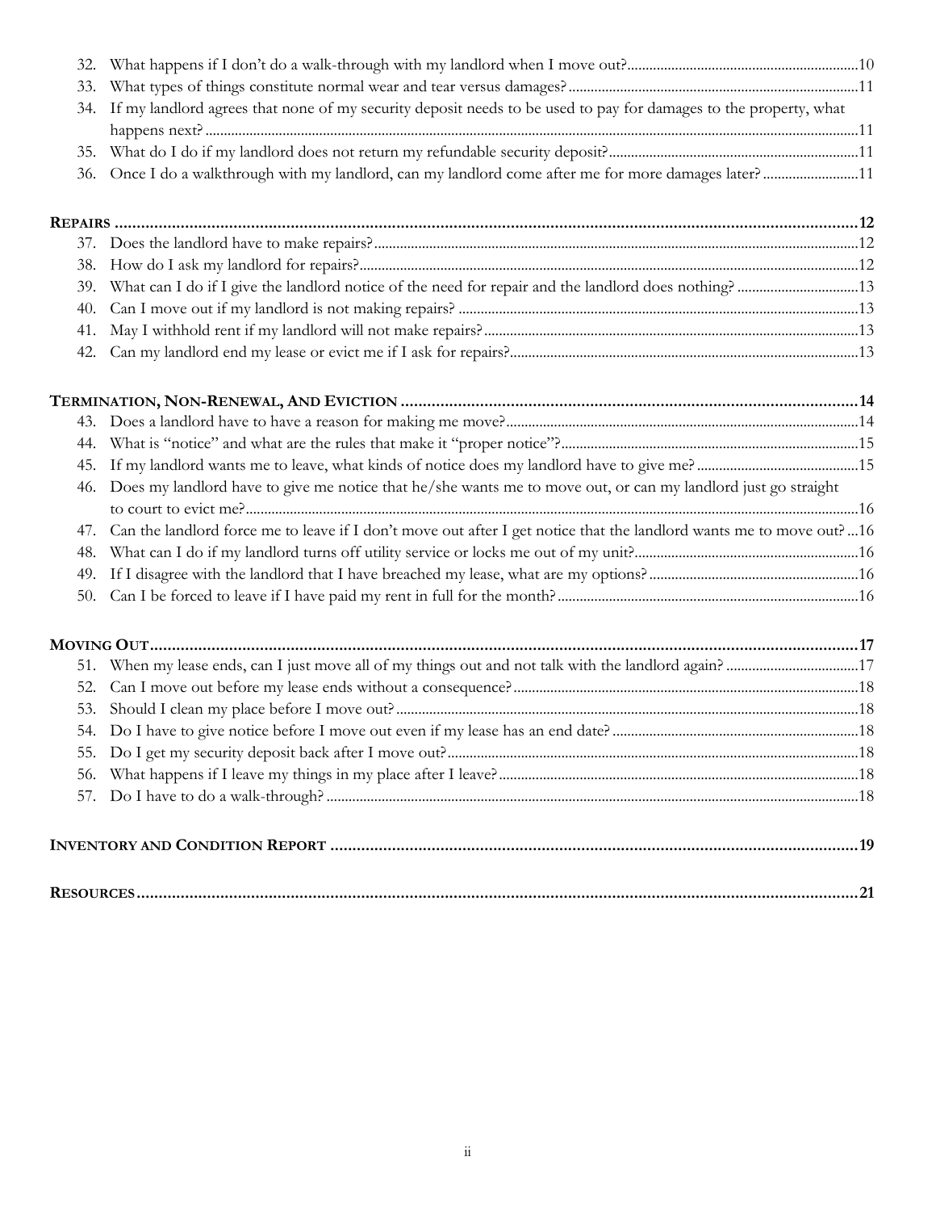32. What happens if I don't do a walk-through with my landlord when I move out? .....10
33. What types of things constitute normal wear and tear versus damages? .....11
34. If my landlord agrees that none of my security deposit needs to be used to pay for damages to the property, what happens next? .....11
35. What do I do if my landlord does not return my refundable security deposit? .....11
36. Once I do a walkthrough with my landlord, can my landlord come after me for more damages later? .....11

**REPAIRS** .....12

37. Does the landlord have to make repairs? .....12
38. How do I ask my landlord for repairs? .....12
39. What can I do if I give the landlord notice of the need for repair and the landlord does nothing? .....13
40. Can I move out if my landlord is not making repairs? .....13
41. May I withhold rent if my landlord will not make repairs? .....13
42. Can my landlord end my lease or evict me if I ask for repairs? .....13

**TERMINATION, NON-RENEWAL, AND EVICTION** .....14

43. Does a landlord have to have a reason for making me move? .....14
44. What is "notice" and what are the rules that make it "proper notice"? .....15
45. If my landlord wants me to leave, what kinds of notice does my landlord have to give me? .....15
46. Does my landlord have to give me notice that he/she wants me to move out, or can my landlord just go straight to court to evict me? .....16
47. Can the landlord force me to leave if I don't move out after I get notice that the landlord wants me to move out? .....16
48. What can I do if my landlord turns off utility service or locks me out of my unit? .....16
49. If I disagree with the landlord that I have breached my lease, what are my options? .....16
50. Can I be forced to leave if I have paid my rent in full for the month? .....16

**MOVING OUT** .....17

51. When my lease ends, can I just move all of my things out and not talk with the landlord again? .....17
52. Can I move out before my lease ends without a consequence? .....18
53. Should I clean my place before I move out? .....18
54. Do I have to give notice before I move out even if my lease has an end date? .....18
55. Do I get my security deposit back after I move out? .....18
56. What happens if I leave my things in my place after I leave? .....18
57. Do I have to do a walk-through? .....18

**INVENTORY AND CONDITION REPORT** .....19

**RESOURCES** .....21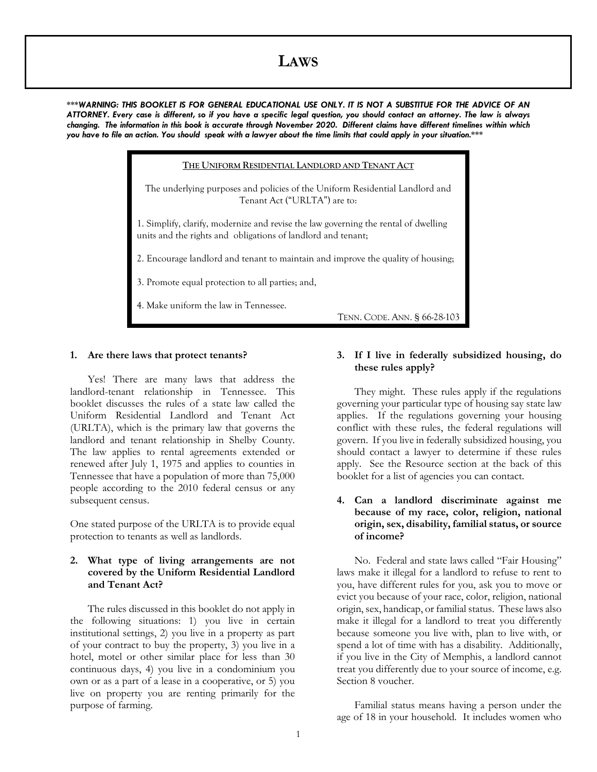# Laws

***WARNING: THIS BOOKLET IS FOR GENERAL EDUCATIONAL USE ONLY. IT IS NOT A SUBSTITUE FOR THE ADVICE OF AN ATTORNEY. Every case is different, so if you have a specific legal question, you should contact an attorney. The law is always changing. The information in this book is accurate through November 2020. Different claims have different timelines within which you have to file an action. You should speak with a lawyer about the time limits that could apply in your situation.***

**The Uniform Residential Landlord and Tenant Act**

The underlying purposes and policies of the Uniform Residential Landlord and Tenant Act ("URLTA") are to:

1. Simplify, clarify, modernize and revise the law governing the rental of dwelling units and the rights and obligations of landlord and tenant;

2. Encourage landlord and tenant to maintain and improve the quality of housing;

3. Promote equal protection to all parties; and,

4. Make uniform the law in Tennessee.

Tenn. Code. Ann. § 66-28-103

### 1. Are there laws that protect tenants?

Yes! There are many laws that address the landlord-tenant relationship in Tennessee. This booklet discusses the rules of a state law called the Uniform Residential Landlord and Tenant Act (URLTA), which is the primary law that governs the landlord and tenant relationship in Shelby County. The law applies to rental agreements extended or renewed after July 1, 1975 and applies to counties in Tennessee that have a population of more than 75,000 people according to the 2010 federal census or any subsequent census.

One stated purpose of the URLTA is to provide equal protection to tenants as well as landlords.

### 2. What type of living arrangements are not covered by the Uniform Residential Landlord and Tenant Act?

The rules discussed in this booklet do not apply in the following situations: 1) you live in certain institutional settings, 2) you live in a property as part of your contract to buy the property, 3) you live in a hotel, motel or other similar place for less than 30 continuous days, 4) you live in a condominium you own or as a part of a lease in a cooperative, or 5) you live on property you are renting primarily for the purpose of farming.

### 3. If I live in federally subsidized housing, do these rules apply?

They might. These rules apply if the regulations governing your particular type of housing say state law applies. If the regulations governing your housing conflict with these rules, the federal regulations will govern. If you live in federally subsidized housing, you should contact a lawyer to determine if these rules apply. See the Resource section at the back of this booklet for a list of agencies you can contact.

### 4. Can a landlord discriminate against me because of my race, color, religion, national origin, sex, disability, familial status, or source of income?

No. Federal and state laws called "Fair Housing" laws make it illegal for a landlord to refuse to rent to you, have different rules for you, ask you to move or evict you because of your race, color, religion, national origin, sex, handicap, or familial status. These laws also make it illegal for a landlord to treat you differently because someone you live with, plan to live with, or spend a lot of time with has a disability. Additionally, if you live in the City of Memphis, a landlord cannot treat you differently due to your source of income, e.g. Section 8 voucher.

Familial status means having a person under the age of 18 in your household. It includes women who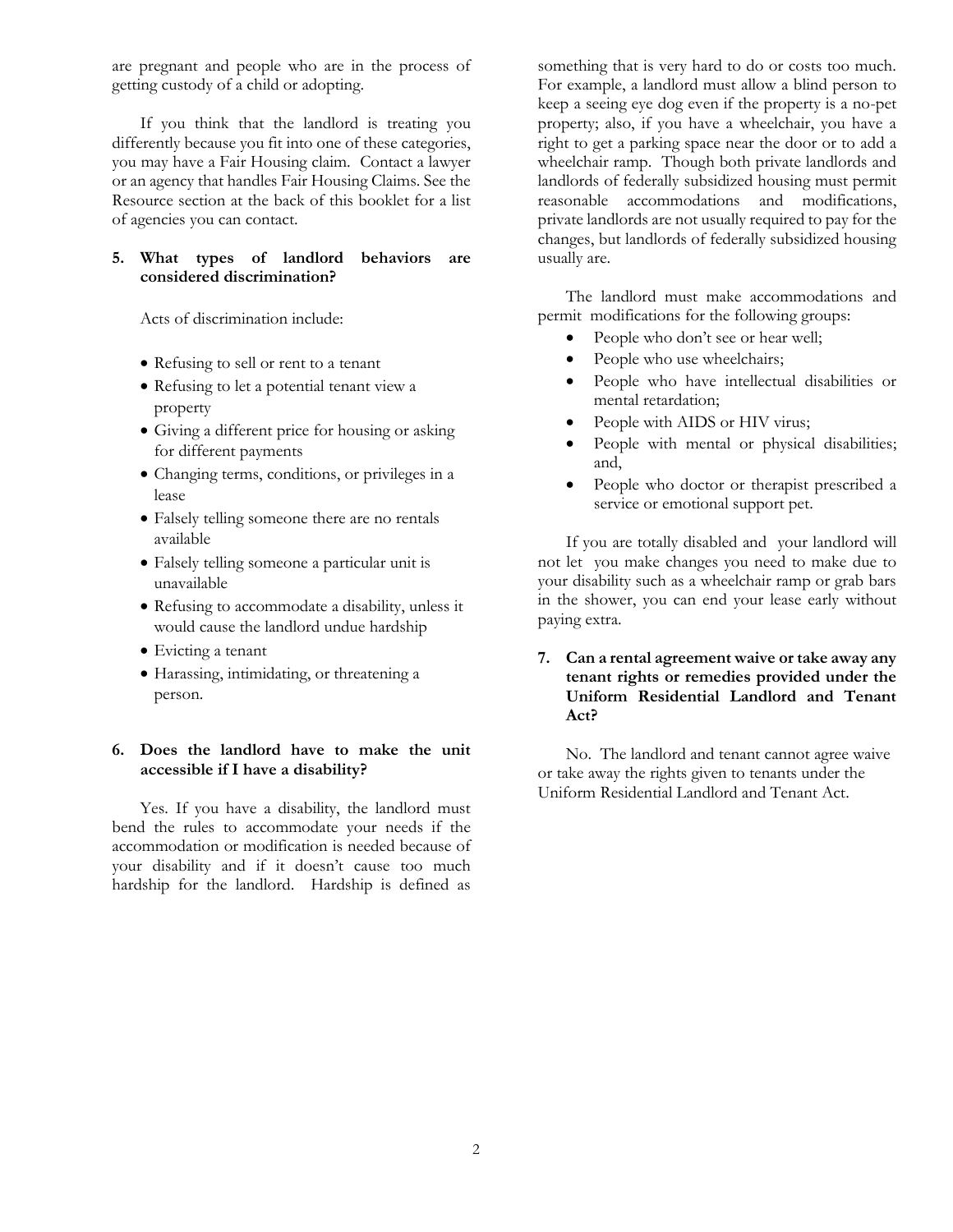are pregnant and people who are in the process of getting custody of a child or adopting.

If you think that the landlord is treating you differently because you fit into one of these categories, you may have a Fair Housing claim. Contact a lawyer or an agency that handles Fair Housing Claims. See the Resource section at the back of this booklet for a list of agencies you can contact.

**5. What types of landlord behaviors are considered discrimination?**

Acts of discrimination include:

- Refusing to sell or rent to a tenant
- Refusing to let a potential tenant view a property
- Giving a different price for housing or asking for different payments
- Changing terms, conditions, or privileges in a lease
- Falsely telling someone there are no rentals available
- Falsely telling someone a particular unit is unavailable
- Refusing to accommodate a disability, unless it would cause the landlord undue hardship
- Evicting a tenant
- Harassing, intimidating, or threatening a person.

**6. Does the landlord have to make the unit accessible if I have a disability?**

Yes. If you have a disability, the landlord must bend the rules to accommodate your needs if the accommodation or modification is needed because of your disability and if it doesn't cause too much hardship for the landlord. Hardship is defined as something that is very hard to do or costs too much. For example, a landlord must allow a blind person to keep a seeing eye dog even if the property is a no-pet property; also, if you have a wheelchair, you have a right to get a parking space near the door or to add a wheelchair ramp. Though both private landlords and landlords of federally subsidized housing must permit reasonable accommodations and modifications, private landlords are not usually required to pay for the changes, but landlords of federally subsidized housing usually are.

The landlord must make accommodations and permit modifications for the following groups:

- People who don't see or hear well;
- People who use wheelchairs;
- People who have intellectual disabilities or mental retardation;
- People with AIDS or HIV virus;
- People with mental or physical disabilities; and,
- People who doctor or therapist prescribed a service or emotional support pet.

If you are totally disabled and your landlord will not let you make changes you need to make due to your disability such as a wheelchair ramp or grab bars in the shower, you can end your lease early without paying extra.

**7. Can a rental agreement waive or take away any tenant rights or remedies provided under the Uniform Residential Landlord and Tenant Act?**

No. The landlord and tenant cannot agree waive or take away the rights given to tenants under the Uniform Residential Landlord and Tenant Act.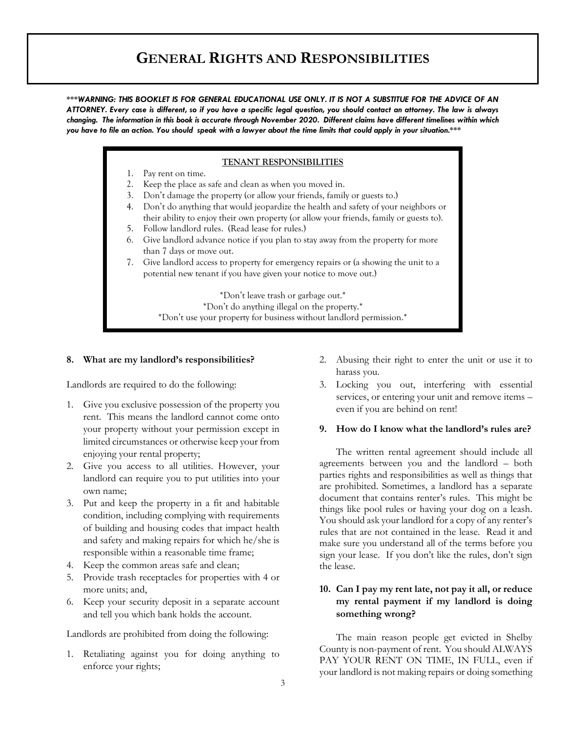# GENERAL RIGHTS AND RESPONSIBILITIES

****WARNING: THIS BOOKLET IS FOR GENERAL EDUCATIONAL USE ONLY. IT IS NOT A SUBSTITUE FOR THE ADVICE OF AN ATTORNEY. Every case is different, so if you have a specific legal question, you should contact an attorney. The law is always changing. The information in this book is accurate through November 2020. Different claims have different timelines within which you have to file an action. You should speak with a lawyer about the time limits that could apply in your situation.****

**TENANT RESPONSIBILITIES**

1. Pay rent on time.
2. Keep the place as safe and clean as when you moved in.
3. Don't damage the property (or allow your friends, family or guests to.)
4. Don't do anything that would jeopardize the health and safety of your neighbors or their ability to enjoy their own property (or allow your friends, family or guests to).
5. Follow landlord rules. (Read lease for rules.)
6. Give landlord advance notice if you plan to stay away from the property for more than 7 days or move out.
7. Give landlord access to property for emergency repairs or (a showing the unit to a potential new tenant if you have given your notice to move out.)

\*Don't leave trash or garbage out.\*
\*Don't do anything illegal on the property.\*
\*Don't use your property for business without landlord permission.\*

### 8. What are my landlord's responsibilities?

Landlords are required to do the following:

1. Give you exclusive possession of the property you rent. This means the landlord cannot come onto your property without your permission except in limited circumstances or otherwise keep your from enjoying your rental property;
2. Give you access to all utilities. However, your landlord can require you to put utilities into your own name;
3. Put and keep the property in a fit and habitable condition, including complying with requirements of building and housing codes that impact health and safety and making repairs for which he/she is responsible within a reasonable time frame;
4. Keep the common areas safe and clean;
5. Provide trash receptacles for properties with 4 or more units; and,
6. Keep your security deposit in a separate account and tell you which bank holds the account.

Landlords are prohibited from doing the following:

1. Retaliating against you for doing anything to enforce your rights;
2. Abusing their right to enter the unit or use it to harass you.
3. Locking you out, interfering with essential services, or entering your unit and remove items – even if you are behind on rent!

### 9. How do I know what the landlord's rules are?

The written rental agreement should include all agreements between you and the landlord – both parties rights and responsibilities as well as things that are prohibited. Sometimes, a landlord has a separate document that contains renter's rules. This might be things like pool rules or having your dog on a leash. You should ask your landlord for a copy of any renter's rules that are not contained in the lease. Read it and make sure you understand all of the terms before you sign your lease. If you don't like the rules, don't sign the lease.

### 10. Can I pay my rent late, not pay it all, or reduce my rental payment if my landlord is doing something wrong?

The main reason people get evicted in Shelby County is non-payment of rent. You should ALWAYS PAY YOUR RENT ON TIME, IN FULL, even if your landlord is not making repairs or doing something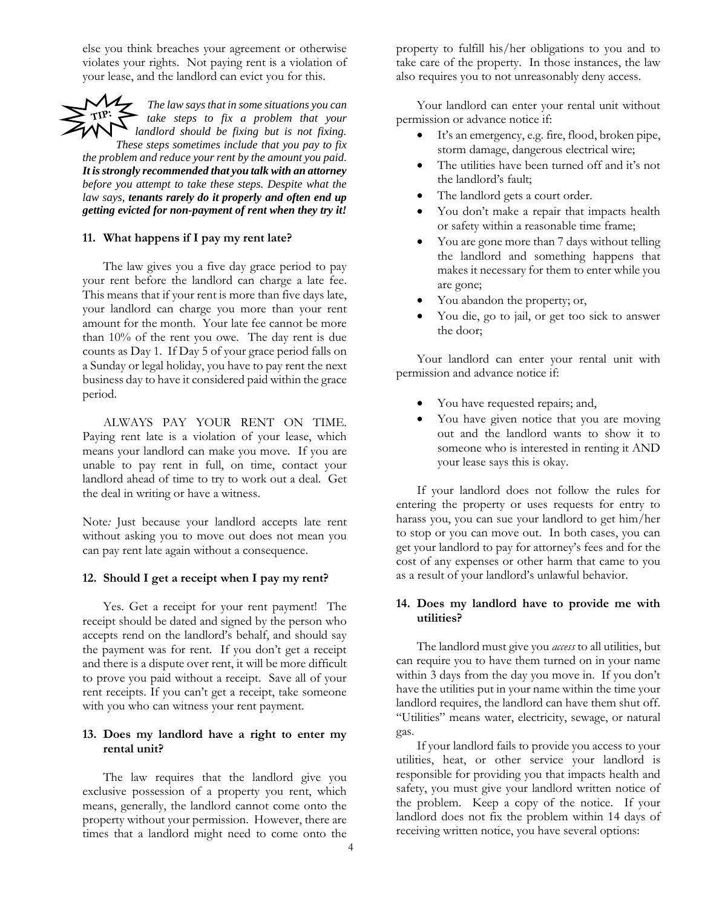else you think breaches your agreement or otherwise violates your rights. Not paying rent is a violation of your lease, and the landlord can evict you for this.

**TIP:** *The law says that in some situations you can take steps to fix a problem that your landlord should be fixing but is not fixing. These steps sometimes include that you pay to fix the problem and reduce your rent by the amount you paid.* ***It is strongly recommended that you talk with an attorney*** *before you attempt to take these steps. Despite what the law says,* ***tenants rarely do it properly and often end up getting evicted for non-payment of rent when they try it!***

### 11. What happens if I pay my rent late?

The law gives you a five day grace period to pay your rent before the landlord can charge a late fee. This means that if your rent is more than five days late, your landlord can charge you more than your rent amount for the month. Your late fee cannot be more than 10% of the rent you owe. The day rent is due counts as Day 1. If Day 5 of your grace period falls on a Sunday or legal holiday, you have to pay rent the next business day to have it considered paid within the grace period.

ALWAYS PAY YOUR RENT ON TIME. Paying rent late is a violation of your lease, which means your landlord can make you move. If you are unable to pay rent in full, on time, contact your landlord ahead of time to try to work out a deal. Get the deal in writing or have a witness.

Note*:* Just because your landlord accepts late rent without asking you to move out does not mean you can pay rent late again without a consequence.

### 12. Should I get a receipt when I pay my rent?

Yes. Get a receipt for your rent payment! The receipt should be dated and signed by the person who accepts rend on the landlord's behalf, and should say the payment was for rent. If you don't get a receipt and there is a dispute over rent, it will be more difficult to prove you paid without a receipt. Save all of your rent receipts. If you can't get a receipt, take someone with you who can witness your rent payment.

### 13. Does my landlord have a right to enter my rental unit?

The law requires that the landlord give you exclusive possession of a property you rent, which means, generally, the landlord cannot come onto the property without your permission. However, there are times that a landlord might need to come onto the property to fulfill his/her obligations to you and to take care of the property. In those instances, the law also requires you to not unreasonably deny access.

Your landlord can enter your rental unit without permission or advance notice if:

- It's an emergency, e.g. fire, flood, broken pipe, storm damage, dangerous electrical wire;
- The utilities have been turned off and it's not the landlord's fault;
- The landlord gets a court order.
- You don't make a repair that impacts health or safety within a reasonable time frame;
- You are gone more than 7 days without telling the landlord and something happens that makes it necessary for them to enter while you are gone;
- You abandon the property; or,
- You die, go to jail, or get too sick to answer the door;

Your landlord can enter your rental unit with permission and advance notice if:

- You have requested repairs; and,
- You have given notice that you are moving out and the landlord wants to show it to someone who is interested in renting it AND your lease says this is okay.

If your landlord does not follow the rules for entering the property or uses requests for entry to harass you, you can sue your landlord to get him/her to stop or you can move out. In both cases, you can get your landlord to pay for attorney's fees and for the cost of any expenses or other harm that came to you as a result of your landlord's unlawful behavior.

### 14. Does my landlord have to provide me with utilities?

The landlord must give you *access* to all utilities, but can require you to have them turned on in your name within 3 days from the day you move in. If you don't have the utilities put in your name within the time your landlord requires, the landlord can have them shut off. "Utilities" means water, electricity, sewage, or natural gas.

If your landlord fails to provide you access to your utilities, heat, or other service your landlord is responsible for providing you that impacts health and safety, you must give your landlord written notice of the problem. Keep a copy of the notice. If your landlord does not fix the problem within 14 days of receiving written notice, you have several options: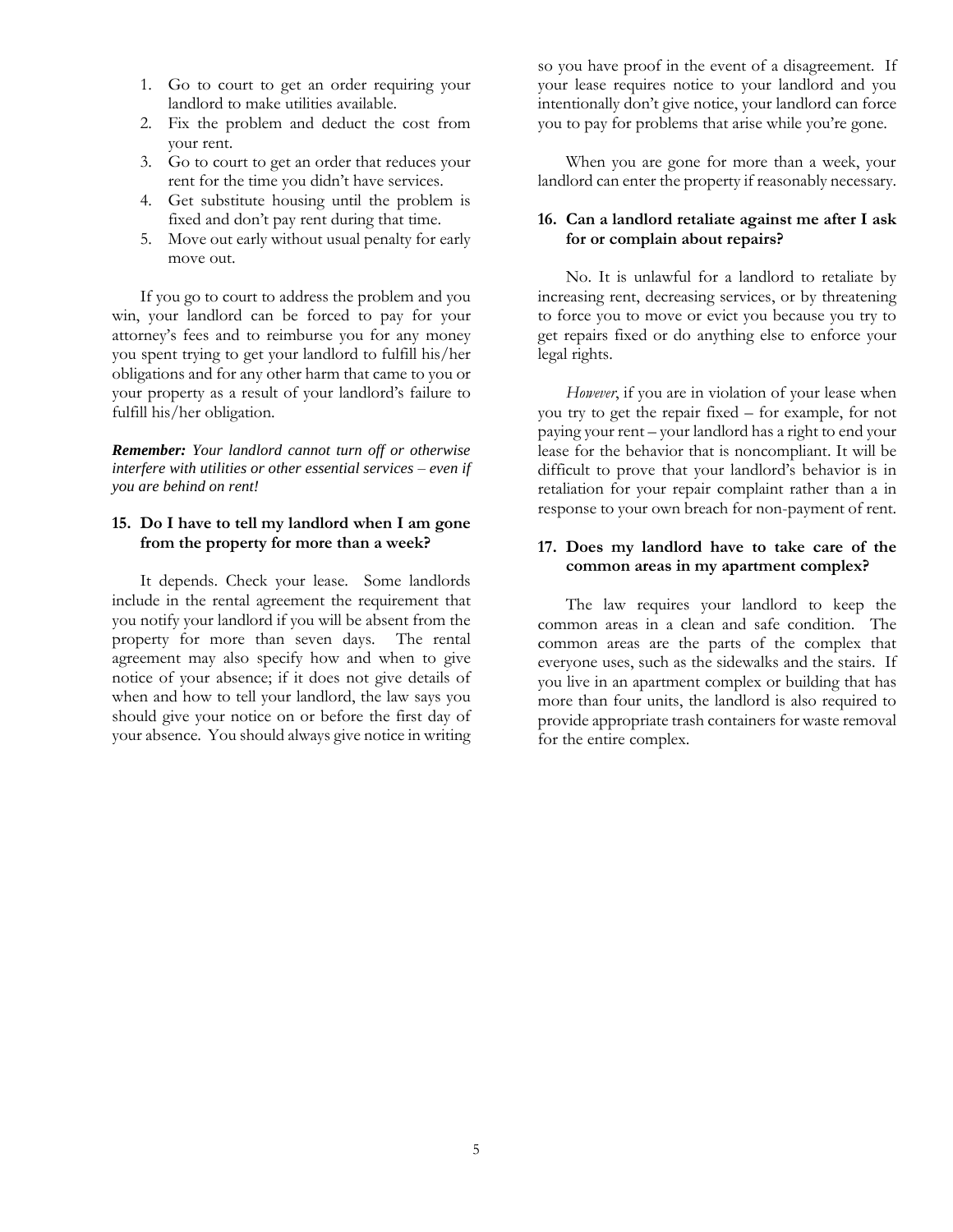1. Go to court to get an order requiring your landlord to make utilities available.
2. Fix the problem and deduct the cost from your rent.
3. Go to court to get an order that reduces your rent for the time you didn't have services.
4. Get substitute housing until the problem is fixed and don't pay rent during that time.
5. Move out early without usual penalty for early move out.

If you go to court to address the problem and you win, your landlord can be forced to pay for your attorney's fees and to reimburse you for any money you spent trying to get your landlord to fulfill his/her obligations and for any other harm that came to you or your property as a result of your landlord's failure to fulfill his/her obligation.

***Remember:*** *Your landlord cannot turn off or otherwise interfere with utilities or other essential services – even if you are behind on rent!*

### 15. Do I have to tell my landlord when I am gone from the property for more than a week?

It depends. Check your lease. Some landlords include in the rental agreement the requirement that you notify your landlord if you will be absent from the property for more than seven days. The rental agreement may also specify how and when to give notice of your absence; if it does not give details of when and how to tell your landlord, the law says you should give your notice on or before the first day of your absence. You should always give notice in writing so you have proof in the event of a disagreement. If your lease requires notice to your landlord and you intentionally don't give notice, your landlord can force you to pay for problems that arise while you're gone.

When you are gone for more than a week, your landlord can enter the property if reasonably necessary.

### 16. Can a landlord retaliate against me after I ask for or complain about repairs?

No. It is unlawful for a landlord to retaliate by increasing rent, decreasing services, or by threatening to force you to move or evict you because you try to get repairs fixed or do anything else to enforce your legal rights.

*However*, if you are in violation of your lease when you try to get the repair fixed – for example, for not paying your rent – your landlord has a right to end your lease for the behavior that is noncompliant. It will be difficult to prove that your landlord's behavior is in retaliation for your repair complaint rather than a in response to your own breach for non-payment of rent.

### 17. Does my landlord have to take care of the common areas in my apartment complex?

The law requires your landlord to keep the common areas in a clean and safe condition. The common areas are the parts of the complex that everyone uses, such as the sidewalks and the stairs. If you live in an apartment complex or building that has more than four units, the landlord is also required to provide appropriate trash containers for waste removal for the entire complex.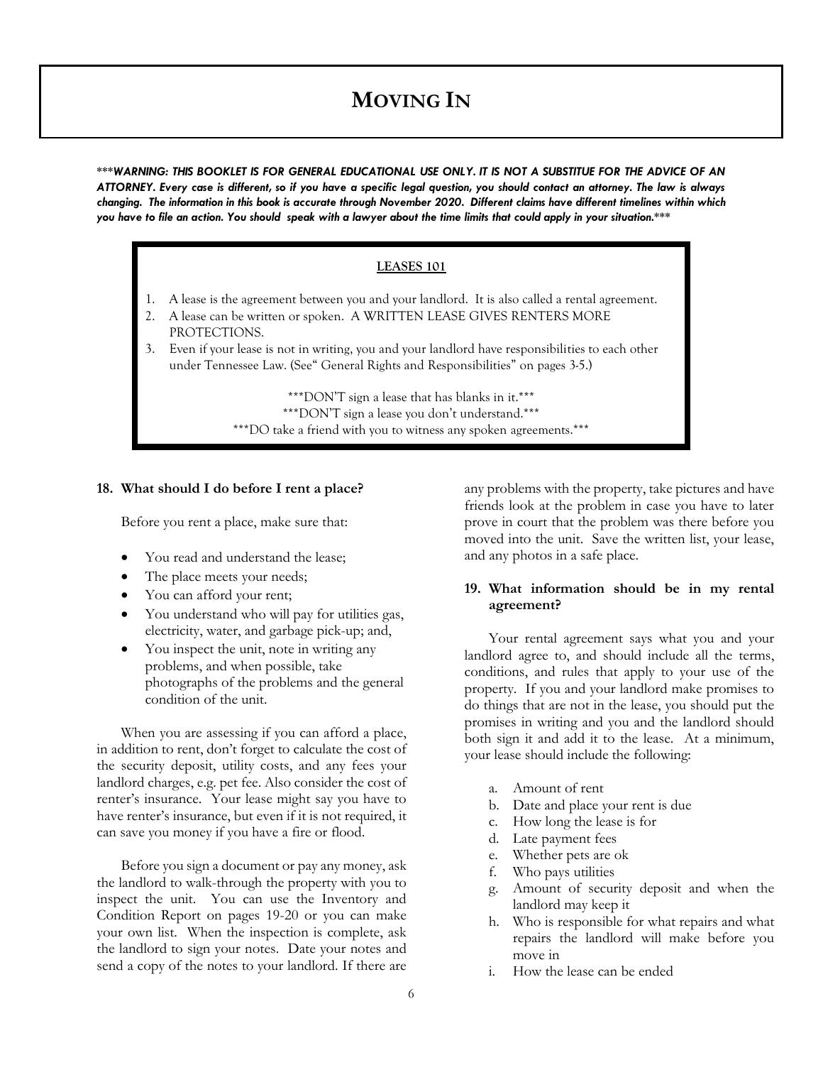# MOVING IN

****WARNING: THIS BOOKLET IS FOR GENERAL EDUCATIONAL USE ONLY. IT IS NOT A SUBSTITUE FOR THE ADVICE OF AN ATTORNEY. Every case is different, so if you have a specific legal question, you should contact an attorney. The law is always changing. The information in this book is accurate through November 2020. Different claims have different timelines within which you have to file an action. You should speak with a lawyer about the time limits that could apply in your situation.****

## LEASES 101

1. A lease is the agreement between you and your landlord. It is also called a rental agreement.
2. A lease can be written or spoken. A WRITTEN LEASE GIVES RENTERS MORE PROTECTIONS.
3. Even if your lease is not in writing, you and your landlord have responsibilities to each other under Tennessee Law. (See" General Rights and Responsibilities" on pages 3-5.)

***DON'T sign a lease that has blanks in it.***

***DON'T sign a lease you don't understand.***

***DO take a friend with you to witness any spoken agreements.***

### 18. What should I do before I rent a place?

Before you rent a place, make sure that:

- You read and understand the lease;
- The place meets your needs;
- You can afford your rent;
- You understand who will pay for utilities gas, electricity, water, and garbage pick-up; and,
- You inspect the unit, note in writing any problems, and when possible, take photographs of the problems and the general condition of the unit.

When you are assessing if you can afford a place, in addition to rent, don't forget to calculate the cost of the security deposit, utility costs, and any fees your landlord charges, e.g. pet fee. Also consider the cost of renter's insurance. Your lease might say you have to have renter's insurance, but even if it is not required, it can save you money if you have a fire or flood.

Before you sign a document or pay any money, ask the landlord to walk-through the property with you to inspect the unit. You can use the Inventory and Condition Report on pages 19-20 or you can make your own list. When the inspection is complete, ask the landlord to sign your notes. Date your notes and send a copy of the notes to your landlord. If there are any problems with the property, take pictures and have friends look at the problem in case you have to later prove in court that the problem was there before you moved into the unit. Save the written list, your lease, and any photos in a safe place.

### 19. What information should be in my rental agreement?

Your rental agreement says what you and your landlord agree to, and should include all the terms, conditions, and rules that apply to your use of the property. If you and your landlord make promises to do things that are not in the lease, you should put the promises in writing and you and the landlord should both sign it and add it to the lease. At a minimum, your lease should include the following:

a. Amount of rent
b. Date and place your rent is due
c. How long the lease is for
d. Late payment fees
e. Whether pets are ok
f. Who pays utilities
g. Amount of security deposit and when the landlord may keep it
h. Who is responsible for what repairs and what repairs the landlord will make before you move in
i. How the lease can be ended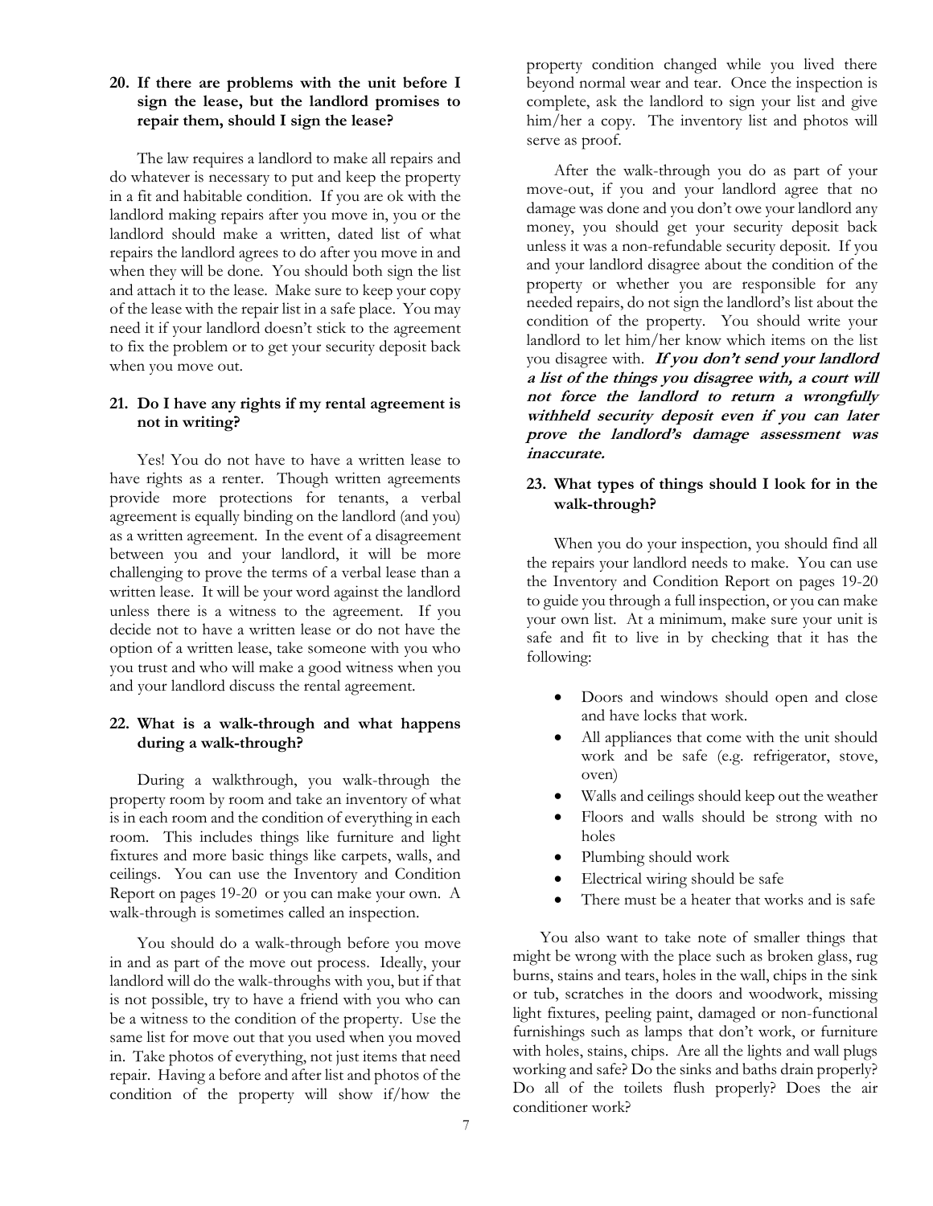### 20. If there are problems with the unit before I sign the lease, but the landlord promises to repair them, should I sign the lease?

The law requires a landlord to make all repairs and do whatever is necessary to put and keep the property in a fit and habitable condition. If you are ok with the landlord making repairs after you move in, you or the landlord should make a written, dated list of what repairs the landlord agrees to do after you move in and when they will be done. You should both sign the list and attach it to the lease. Make sure to keep your copy of the lease with the repair list in a safe place. You may need it if your landlord doesn't stick to the agreement to fix the problem or to get your security deposit back when you move out.

### 21. Do I have any rights if my rental agreement is not in writing?

Yes! You do not have to have a written lease to have rights as a renter. Though written agreements provide more protections for tenants, a verbal agreement is equally binding on the landlord (and you) as a written agreement. In the event of a disagreement between you and your landlord, it will be more challenging to prove the terms of a verbal lease than a written lease. It will be your word against the landlord unless there is a witness to the agreement. If you decide not to have a written lease or do not have the option of a written lease, take someone with you who you trust and who will make a good witness when you and your landlord discuss the rental agreement.

### 22. What is a walk-through and what happens during a walk-through?

During a walkthrough, you walk-through the property room by room and take an inventory of what is in each room and the condition of everything in each room. This includes things like furniture and light fixtures and more basic things like carpets, walls, and ceilings. You can use the Inventory and Condition Report on pages 19-20 or you can make your own. A walk-through is sometimes called an inspection.

You should do a walk-through before you move in and as part of the move out process. Ideally, your landlord will do the walk-throughs with you, but if that is not possible, try to have a friend with you who can be a witness to the condition of the property. Use the same list for move out that you used when you moved in. Take photos of everything, not just items that need repair. Having a before and after list and photos of the condition of the property will show if/how the property condition changed while you lived there beyond normal wear and tear. Once the inspection is complete, ask the landlord to sign your list and give him/her a copy. The inventory list and photos will serve as proof.

After the walk-through you do as part of your move-out, if you and your landlord agree that no damage was done and you don't owe your landlord any money, you should get your security deposit back unless it was a non-refundable security deposit. If you and your landlord disagree about the condition of the property or whether you are responsible for any needed repairs, do not sign the landlord's list about the condition of the property. You should write your landlord to let him/her know which items on the list you disagree with. ***If you don't send your landlord a list of the things you disagree with, a court will not force the landlord to return a wrongfully withheld security deposit even if you can later prove the landlord's damage assessment was inaccurate.***

### 23. What types of things should I look for in the walk-through?

When you do your inspection, you should find all the repairs your landlord needs to make. You can use the Inventory and Condition Report on pages 19-20 to guide you through a full inspection, or you can make your own list. At a minimum, make sure your unit is safe and fit to live in by checking that it has the following:

- Doors and windows should open and close and have locks that work.
- All appliances that come with the unit should work and be safe (e.g. refrigerator, stove, oven)
- Walls and ceilings should keep out the weather
- Floors and walls should be strong with no holes
- Plumbing should work
- Electrical wiring should be safe
- There must be a heater that works and is safe

You also want to take note of smaller things that might be wrong with the place such as broken glass, rug burns, stains and tears, holes in the wall, chips in the sink or tub, scratches in the doors and woodwork, missing light fixtures, peeling paint, damaged or non-functional furnishings such as lamps that don't work, or furniture with holes, stains, chips. Are all the lights and wall plugs working and safe? Do the sinks and baths drain properly? Do all of the toilets flush properly? Does the air conditioner work?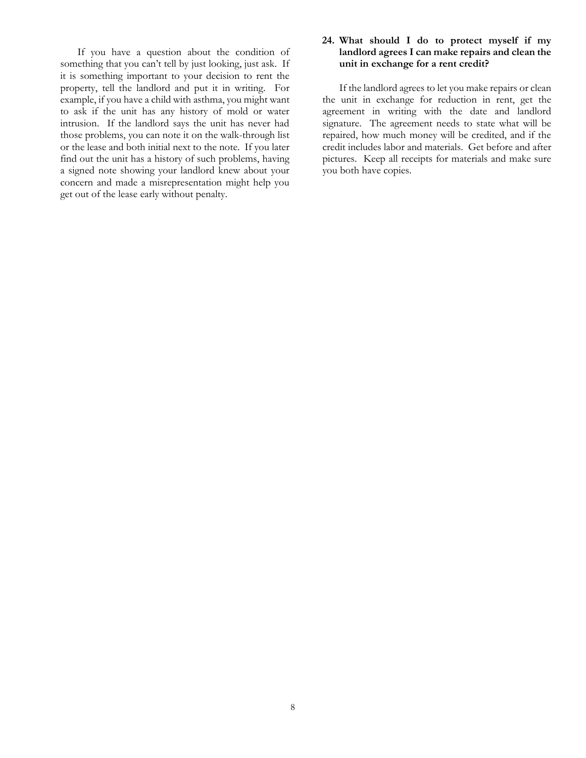If you have a question about the condition of something that you can't tell by just looking, just ask. If it is something important to your decision to rent the property, tell the landlord and put it in writing. For example, if you have a child with asthma, you might want to ask if the unit has any history of mold or water intrusion. If the landlord says the unit has never had those problems, you can note it on the walk-through list or the lease and both initial next to the note. If you later find out the unit has a history of such problems, having a signed note showing your landlord knew about your concern and made a misrepresentation might help you get out of the lease early without penalty.

### 24. What should I do to protect myself if my landlord agrees I can make repairs and clean the unit in exchange for a rent credit?

If the landlord agrees to let you make repairs or clean the unit in exchange for reduction in rent, get the agreement in writing with the date and landlord signature. The agreement needs to state what will be repaired, how much money will be credited, and if the credit includes labor and materials. Get before and after pictures. Keep all receipts for materials and make sure you both have copies.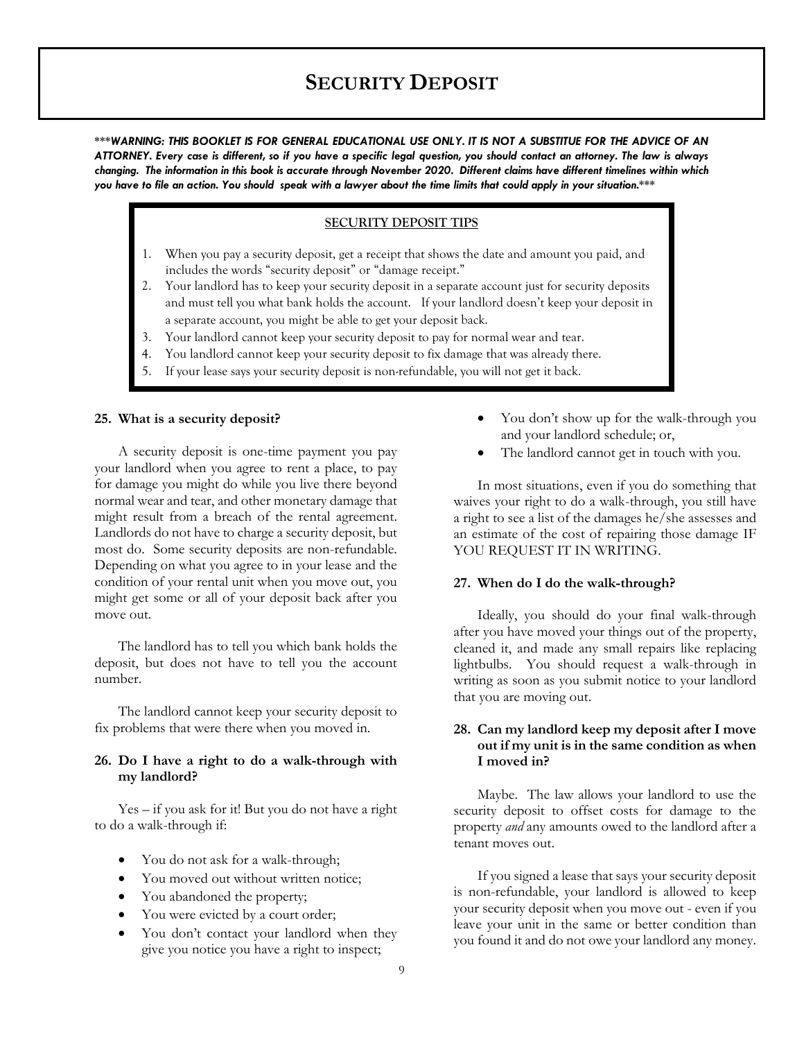# SECURITY DEPOSIT

****WARNING: THIS BOOKLET IS FOR GENERAL EDUCATIONAL USE ONLY. IT IS NOT A SUBSTITUE FOR THE ADVICE OF AN ATTORNEY. Every case is different, so if you have a specific legal question, you should contact an attorney. The law is always changing. The information in this book is accurate through November 2020. Different claims have different timelines within which you have to file an action. You should speak with a lawyer about the time limits that could apply in your situation.****

**SECURITY DEPOSIT TIPS**

1. When you pay a security deposit, get a receipt that shows the date and amount you paid, and includes the words "security deposit" or "damage receipt."
2. Your landlord has to keep your security deposit in a separate account just for security deposits and must tell you what bank holds the account. If your landlord doesn't keep your deposit in a separate account, you might be able to get your deposit back.
3. Your landlord cannot keep your security deposit to pay for normal wear and tear.
4. You landlord cannot keep your security deposit to fix damage that was already there.
5. If your lease says your security deposit is non-refundable, you will not get it back.

### 25. What is a security deposit?

A security deposit is one-time payment you pay your landlord when you agree to rent a place, to pay for damage you might do while you live there beyond normal wear and tear, and other monetary damage that might result from a breach of the rental agreement. Landlords do not have to charge a security deposit, but most do. Some security deposits are non-refundable. Depending on what you agree to in your lease and the condition of your rental unit when you move out, you might get some or all of your deposit back after you move out.

The landlord has to tell you which bank holds the deposit, but does not have to tell you the account number.

The landlord cannot keep your security deposit to fix problems that were there when you moved in.

### 26. Do I have a right to do a walk-through with my landlord?

Yes – if you ask for it! But you do not have a right to do a walk-through if:

- You do not ask for a walk-through;
- You moved out without written notice;
- You abandoned the property;
- You were evicted by a court order;
- You don't contact your landlord when they give you notice you have a right to inspect;
- You don't show up for the walk-through you and your landlord schedule; or,
- The landlord cannot get in touch with you.

In most situations, even if you do something that waives your right to do a walk-through, you still have a right to see a list of the damages he/she assesses and an estimate of the cost of repairing those damage IF YOU REQUEST IT IN WRITING.

### 27. When do I do the walk-through?

Ideally, you should do your final walk-through after you have moved your things out of the property, cleaned it, and made any small repairs like replacing lightbulbs. You should request a walk-through in writing as soon as you submit notice to your landlord that you are moving out.

### 28. Can my landlord keep my deposit after I move out if my unit is in the same condition as when I moved in?

Maybe. The law allows your landlord to use the security deposit to offset costs for damage to the property *and* any amounts owed to the landlord after a tenant moves out.

If you signed a lease that says your security deposit is non-refundable, your landlord is allowed to keep your security deposit when you move out - even if you leave your unit in the same or better condition than you found it and do not owe your landlord any money.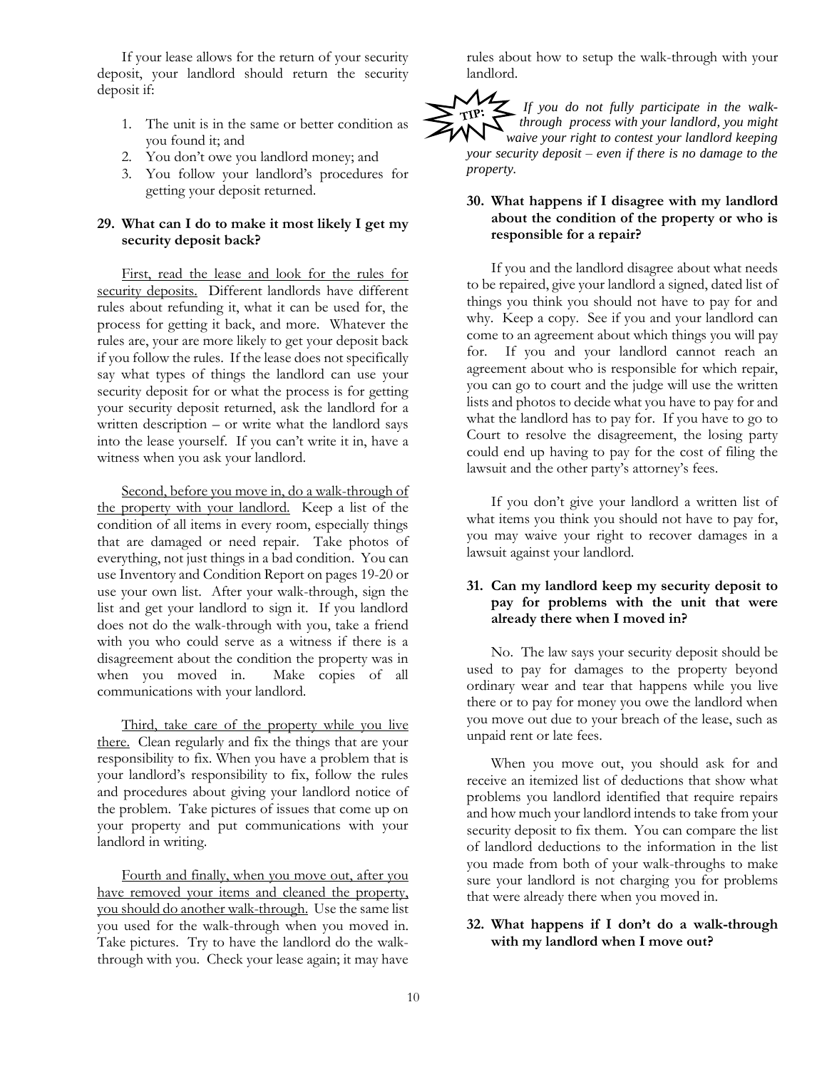If your lease allows for the return of your security deposit, your landlord should return the security deposit if:

1. The unit is in the same or better condition as you found it; and
2. You don't owe you landlord money; and
3. You follow your landlord's procedures for getting your deposit returned.

### 29. What can I do to make it most likely I get my security deposit back?

First, read the lease and look for the rules for security deposits. Different landlords have different rules about refunding it, what it can be used for, the process for getting it back, and more. Whatever the rules are, your are more likely to get your deposit back if you follow the rules. If the lease does not specifically say what types of things the landlord can use your security deposit for or what the process is for getting your security deposit returned, ask the landlord for a written description – or write what the landlord says into the lease yourself. If you can't write it in, have a witness when you ask your landlord.

Second, before you move in, do a walk-through of the property with your landlord. Keep a list of the condition of all items in every room, especially things that are damaged or need repair. Take photos of everything, not just things in a bad condition. You can use Inventory and Condition Report on pages 19-20 or use your own list. After your walk-through, sign the list and get your landlord to sign it. If you landlord does not do the walk-through with you, take a friend with you who could serve as a witness if there is a disagreement about the condition the property was in when you moved in. Make copies of all communications with your landlord.

Third, take care of the property while you live there. Clean regularly and fix the things that are your responsibility to fix. When you have a problem that is your landlord's responsibility to fix, follow the rules and procedures about giving your landlord notice of the problem. Take pictures of issues that come up on your property and put communications with your landlord in writing.

Fourth and finally, when you move out, after you have removed your items and cleaned the property, you should do another walk-through. Use the same list you used for the walk-through when you moved in. Take pictures. Try to have the landlord do the walk-through with you. Check your lease again; it may have rules about how to setup the walk-through with your landlord.

**TIP:** *If you do not fully participate in the walk-through process with your landlord, you might waive your right to contest your landlord keeping your security deposit – even if there is no damage to the property.*

### 30. What happens if I disagree with my landlord about the condition of the property or who is responsible for a repair?

If you and the landlord disagree about what needs to be repaired, give your landlord a signed, dated list of things you think you should not have to pay for and why. Keep a copy. See if you and your landlord can come to an agreement about which things you will pay for. If you and your landlord cannot reach an agreement about who is responsible for which repair, you can go to court and the judge will use the written lists and photos to decide what you have to pay for and what the landlord has to pay for. If you have to go to Court to resolve the disagreement, the losing party could end up having to pay for the cost of filing the lawsuit and the other party's attorney's fees.

If you don't give your landlord a written list of what items you think you should not have to pay for, you may waive your right to recover damages in a lawsuit against your landlord.

### 31. Can my landlord keep my security deposit to pay for problems with the unit that were already there when I moved in?

No. The law says your security deposit should be used to pay for damages to the property beyond ordinary wear and tear that happens while you live there or to pay for money you owe the landlord when you move out due to your breach of the lease, such as unpaid rent or late fees.

When you move out, you should ask for and receive an itemized list of deductions that show what problems you landlord identified that require repairs and how much your landlord intends to take from your security deposit to fix them. You can compare the list of landlord deductions to the information in the list you made from both of your walk-throughs to make sure your landlord is not charging you for problems that were already there when you moved in.

### 32. What happens if I don't do a walk-through with my landlord when I move out?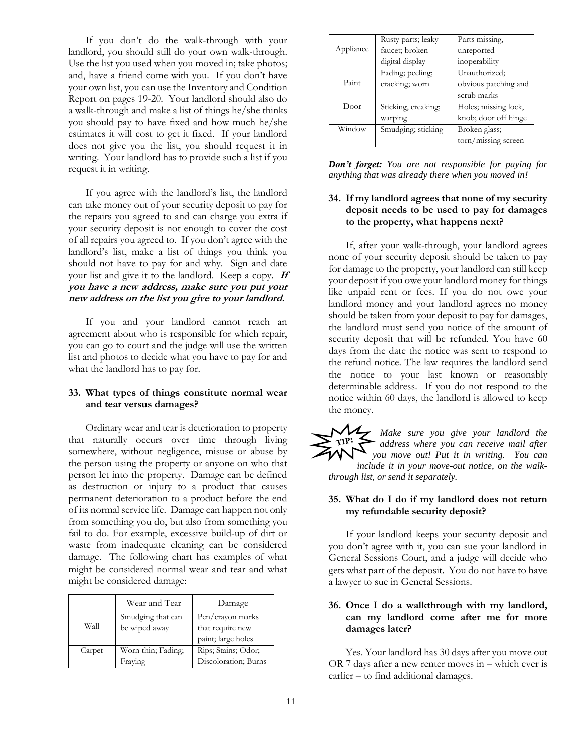If you don't do the walk-through with your landlord, you should still do your own walk-through. Use the list you used when you moved in; take photos; and, have a friend come with you. If you don't have your own list, you can use the Inventory and Condition Report on pages 19-20. Your landlord should also do a walk-through and make a list of things he/she thinks you should pay to have fixed and how much he/she estimates it will cost to get it fixed. If your landlord does not give you the list, you should request it in writing. Your landlord has to provide such a list if you request it in writing.

If you agree with the landlord's list, the landlord can take money out of your security deposit to pay for the repairs you agreed to and can charge you extra if your security deposit is not enough to cover the cost of all repairs you agreed to. If you don't agree with the landlord's list, make a list of things you think you should not have to pay for and why. Sign and date your list and give it to the landlord. Keep a copy. ***If you have a new address, make sure you put your new address on the list you give to your landlord.***

If you and your landlord cannot reach an agreement about who is responsible for which repair, you can go to court and the judge will use the written list and photos to decide what you have to pay for and what the landlord has to pay for.

### 33. What types of things constitute normal wear and tear versus damages?

Ordinary wear and tear is deterioration to property that naturally occurs over time through living somewhere, without negligence, misuse or abuse by the person using the property or anyone on who that person let into the property. Damage can be defined as destruction or injury to a product that causes permanent deterioration to a product before the end of its normal service life. Damage can happen not only from something you do, but also from something you fail to do. For example, excessive build-up of dirt or waste from inadequate cleaning can be considered damage. The following chart has examples of what might be considered normal wear and tear and what might be considered damage:

| | Wear and Tear | Damage |
|---|---|---|
| Wall | Smudging that can be wiped away | Pen/crayon marks that require new paint; large holes |
| Carpet | Worn thin; Fading; Fraying | Rips; Stains; Odor; Discoloration; Burns |
| Appliance | Rusty parts; leaky faucet; broken digital display | Parts missing, unreported inoperability |
| Paint | Fading; peeling; cracking; worn | Unauthorized; obvious patching and scrub marks |
| Door | Sticking, creaking; warping | Holes; missing lock, knob; door off hinge |
| Window | Smudging; sticking | Broken glass; torn/missing screen |

***Don't forget:*** *You are not responsible for paying for anything that was already there when you moved in!*

### 34. If my landlord agrees that none of my security deposit needs to be used to pay for damages to the property, what happens next?

If, after your walk-through, your landlord agrees none of your security deposit should be taken to pay for damage to the property, your landlord can still keep your deposit if you owe your landlord money for things like unpaid rent or fees. If you do not owe your landlord money and your landlord agrees no money should be taken from your deposit to pay for damages, the landlord must send you notice of the amount of security deposit that will be refunded. You have 60 days from the date the notice was sent to respond to the refund notice. The law requires the landlord send the notice to your last known or reasonably determinable address. If you do not respond to the notice within 60 days, the landlord is allowed to keep the money.

**TIP:** *Make sure you give your landlord the address where you can receive mail after you move out! Put it in writing. You can include it in your move-out notice, on the walk-through list, or send it separately.*

### 35. What do I do if my landlord does not return my refundable security deposit?

If your landlord keeps your security deposit and you don't agree with it, you can sue your landlord in General Sessions Court, and a judge will decide who gets what part of the deposit. You do not have to have a lawyer to sue in General Sessions.

### 36. Once I do a walkthrough with my landlord, can my landlord come after me for more damages later?

Yes. Your landlord has 30 days after you move out OR 7 days after a new renter moves in – which ever is earlier – to find additional damages.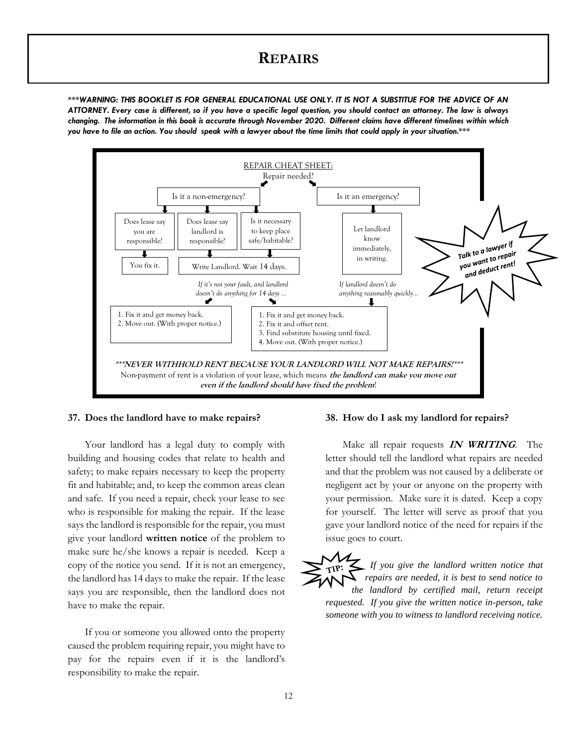# REPAIRS

***WARNING: THIS BOOKLET IS FOR GENERAL EDUCATIONAL USE ONLY. IT IS NOT A SUBSTITUE FOR THE ADVICE OF AN ATTORNEY. Every case is different, so if you have a specific legal question, you should contact an attorney. The law is always changing. The information in this book is accurate through November 2020. Different claims have different timelines within which you have to file an action. You should speak with a lawyer about the time limits that could apply in your situation.***

REPAIR CHEAT SHEET:

Repair needed?

- Is it a non-emergency?
  - Does lease say you are responsible? → You fix it.
  - Does lease say landlord is responsible? → Write Landlord. Wait 14 days.
  - Is it necessary to keep place safe/habitable? → Write Landlord. Wait 14 days.
  - *If it's not your fault, and landlord doesn't do anything for 14 days ...*
    - (Lease says landlord is responsible)
      1. Fix it and get money back.
      2. Move out. (With proper notice.)
    - (Necessary to keep place safe/habitable)
      1. Fix it and get money back.
      2. Fix it and offset rent.
      3. Find substitute housing until fixed.
      4. Move out. (With proper notice.)
- Is it an emergency?
  - Let landlord know immediately, in writing.
  - *If landlord doesn't do anything reasonably quickly...*
    1. Fix it and get money back.
    2. Fix it and offset rent.
    3. Find substitute housing until fixed.
    4. Move out. (With proper notice.)

*Talk to a lawyer if you want to repair and deduct rent!*

***NEVER WITHHOLD RENT BECAUSE YOUR LANDLORD WILL NOT MAKE REPAIRS!***

Non-payment of rent is a violation of your lease, which means **the landlord can make you move out even if the landlord should have fixed the problem**!

### 37. Does the landlord have to make repairs?

Your landlord has a legal duty to comply with building and housing codes that relate to health and safety; to make repairs necessary to keep the property fit and habitable; and, to keep the common areas clean and safe. If you need a repair, check your lease to see who is responsible for making the repair. If the lease says the landlord is responsible for the repair, you must give your landlord **written notice** of the problem to make sure he/she knows a repair is needed. Keep a copy of the notice you send. If it is not an emergency, the landlord has 14 days to make the repair. If the lease says you are responsible, then the landlord does not have to make the repair.

If you or someone you allowed onto the property caused the problem requiring repair, you might have to pay for the repairs even if it is the landlord's responsibility to make the repair.

### 38. How do I ask my landlord for repairs?

Make all repair requests ***IN WRITING***. The letter should tell the landlord what repairs are needed and that the problem was not caused by a deliberate or negligent act by your or anyone on the property with your permission. Make sure it is dated. Keep a copy for yourself. The letter will serve as proof that you gave your landlord notice of the need for repairs if the issue goes to court.

**TIP:** *If you give the landlord written notice that repairs are needed, it is best to send notice to the landlord by certified mail, return receipt requested. If you give the written notice in-person, take someone with you to witness to landlord receiving notice.*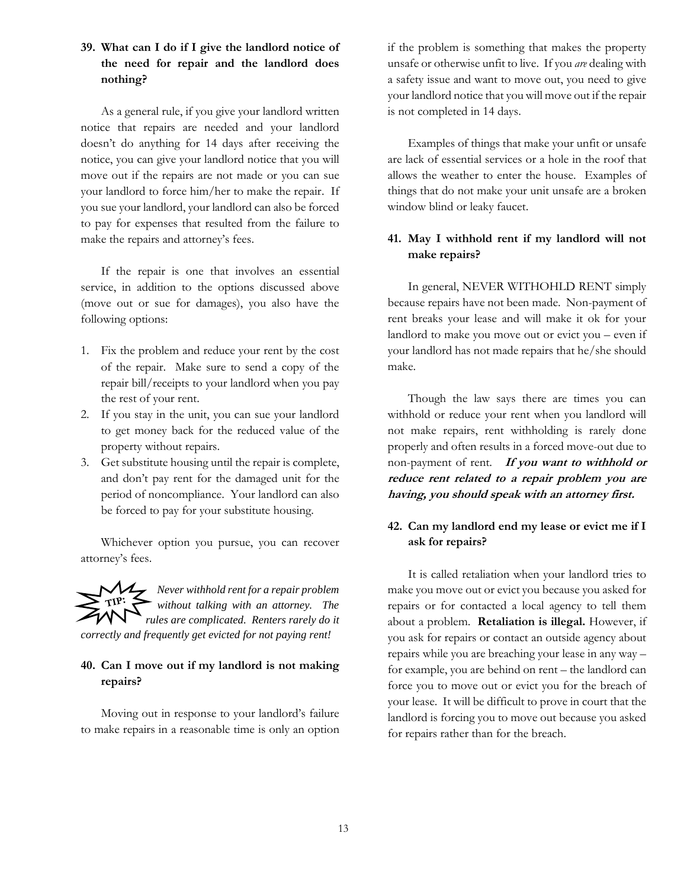### 39. What can I do if I give the landlord notice of the need for repair and the landlord does nothing?

As a general rule, if you give your landlord written notice that repairs are needed and your landlord doesn't do anything for 14 days after receiving the notice, you can give your landlord notice that you will move out if the repairs are not made or you can sue your landlord to force him/her to make the repair. If you sue your landlord, your landlord can also be forced to pay for expenses that resulted from the failure to make the repairs and attorney's fees.

If the repair is one that involves an essential service, in addition to the options discussed above (move out or sue for damages), you also have the following options:

1. Fix the problem and reduce your rent by the cost of the repair. Make sure to send a copy of the repair bill/receipts to your landlord when you pay the rest of your rent.
2. If you stay in the unit, you can sue your landlord to get money back for the reduced value of the property without repairs.
3. Get substitute housing until the repair is complete, and don't pay rent for the damaged unit for the period of noncompliance. Your landlord can also be forced to pay for your substitute housing.

Whichever option you pursue, you can recover attorney's fees.

**TIP:** *Never withhold rent for a repair problem without talking with an attorney. The rules are complicated. Renters rarely do it correctly and frequently get evicted for not paying rent!*

### 40. Can I move out if my landlord is not making repairs?

Moving out in response to your landlord's failure to make repairs in a reasonable time is only an option if the problem is something that makes the property unsafe or otherwise unfit to live. If you *are* dealing with a safety issue and want to move out, you need to give your landlord notice that you will move out if the repair is not completed in 14 days.

Examples of things that make your unfit or unsafe are lack of essential services or a hole in the roof that allows the weather to enter the house. Examples of things that do not make your unit unsafe are a broken window blind or leaky faucet.

### 41. May I withhold rent if my landlord will not make repairs?

In general, NEVER WITHOHLD RENT simply because repairs have not been made. Non-payment of rent breaks your lease and will make it ok for your landlord to make you move out or evict you – even if your landlord has not made repairs that he/she should make.

Though the law says there are times you can withhold or reduce your rent when you landlord will not make repairs, rent withholding is rarely done properly and often results in a forced move-out due to non-payment of rent. ***If you want to withhold or reduce rent related to a repair problem you are having, you should speak with an attorney first.***

### 42. Can my landlord end my lease or evict me if I ask for repairs?

It is called retaliation when your landlord tries to make you move out or evict you because you asked for repairs or for contacted a local agency to tell them about a problem. **Retaliation is illegal.** However, if you ask for repairs or contact an outside agency about repairs while you are breaching your lease in any way – for example, you are behind on rent – the landlord can force you to move out or evict you for the breach of your lease. It will be difficult to prove in court that the landlord is forcing you to move out because you asked for repairs rather than for the breach.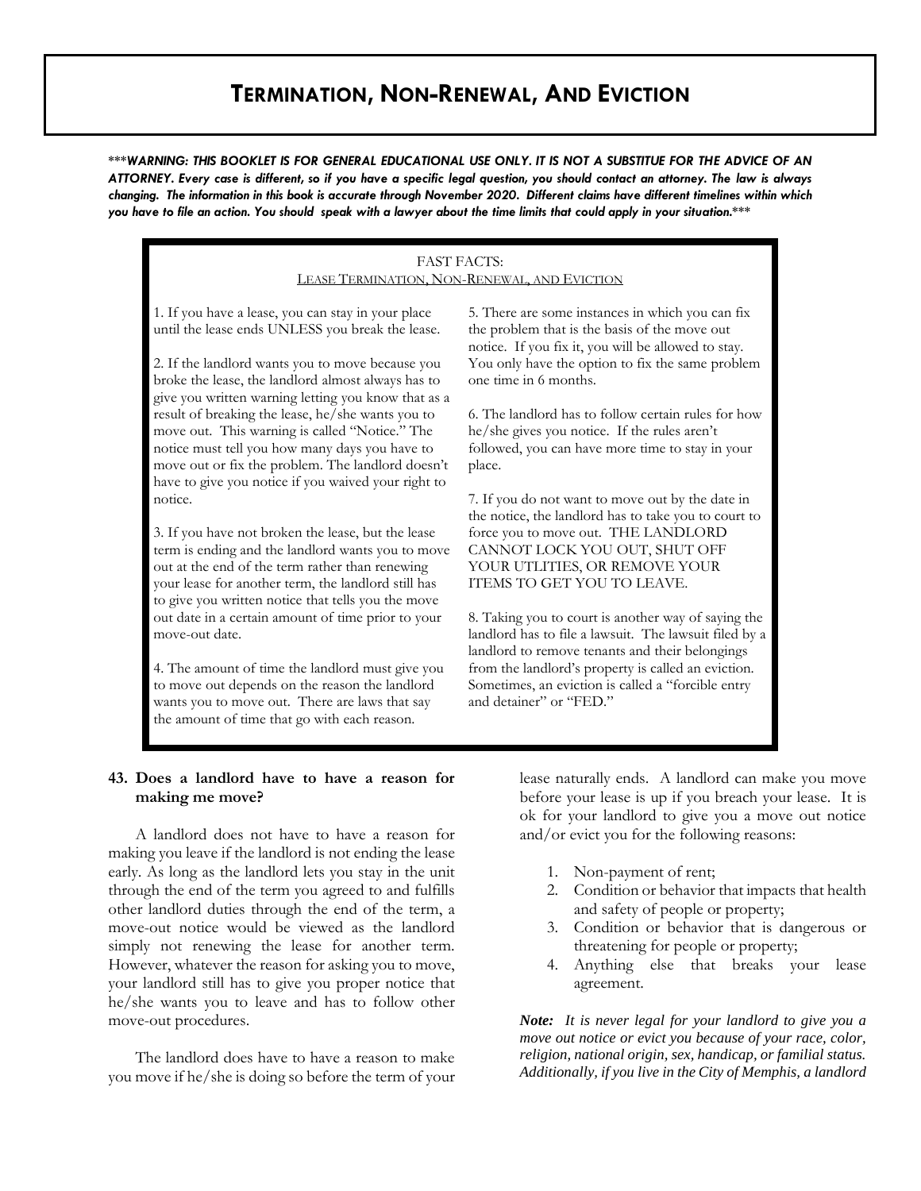# TERMINATION, NON-RENEWAL, AND EVICTION

****WARNING: THIS BOOKLET IS FOR GENERAL EDUCATIONAL USE ONLY. IT IS NOT A SUBSTITUE FOR THE ADVICE OF AN ATTORNEY. Every case is different, so if you have a specific legal question, you should contact an attorney. The law is always changing. The information in this book is accurate through November 2020. Different claims have different timelines within which you have to file an action. You should speak with a lawyer about the time limits that could apply in your situation.****

FAST FACTS:
LEASE TERMINATION, NON-RENEWAL, AND EVICTION

1. If you have a lease, you can stay in your place until the lease ends UNLESS you break the lease.

2. If the landlord wants you to move because you broke the lease, the landlord almost always has to give you written warning letting you know that as a result of breaking the lease, he/she wants you to move out. This warning is called "Notice." The notice must tell you how many days you have to move out or fix the problem. The landlord doesn't have to give you notice if you waived your right to notice.

3. If you have not broken the lease, but the lease term is ending and the landlord wants you to move out at the end of the term rather than renewing your lease for another term, the landlord still has to give you written notice that tells you the move out date in a certain amount of time prior to your move-out date.

4. The amount of time the landlord must give you to move out depends on the reason the landlord wants you to move out. There are laws that say the amount of time that go with each reason.

5. There are some instances in which you can fix the problem that is the basis of the move out notice. If you fix it, you will be allowed to stay. You only have the option to fix the same problem one time in 6 months.

6. The landlord has to follow certain rules for how he/she gives you notice. If the rules aren't followed, you can have more time to stay in your place.

7. If you do not want to move out by the date in the notice, the landlord has to take you to court to force you to move out. THE LANDLORD CANNOT LOCK YOU OUT, SHUT OFF YOUR UTLITIES, OR REMOVE YOUR ITEMS TO GET YOU TO LEAVE.

8. Taking you to court is another way of saying the landlord has to file a lawsuit. The lawsuit filed by a landlord to remove tenants and their belongings from the landlord's property is called an eviction. Sometimes, an eviction is called a "forcible entry and detainer" or "FED."

**43. Does a landlord have to have a reason for making me move?**

A landlord does not have to have a reason for making you leave if the landlord is not ending the lease early. As long as the landlord lets you stay in the unit through the end of the term you agreed to and fulfills other landlord duties through the end of the term, a move-out notice would be viewed as the landlord simply not renewing the lease for another term. However, whatever the reason for asking you to move, your landlord still has to give you proper notice that he/she wants you to leave and has to follow other move-out procedures.

The landlord does have to have a reason to make you move if he/she is doing so before the term of your lease naturally ends. A landlord can make you move before your lease is up if you breach your lease. It is ok for your landlord to give you a move out notice and/or evict you for the following reasons:

1. Non-payment of rent;
2. Condition or behavior that impacts that health and safety of people or property;
3. Condition or behavior that is dangerous or threatening for people or property;
4. Anything else that breaks your lease agreement.

***Note:** It is never legal for your landlord to give you a move out notice or evict you because of your race, color, religion, national origin, sex, handicap, or familial status. Additionally, if you live in the City of Memphis, a landlord*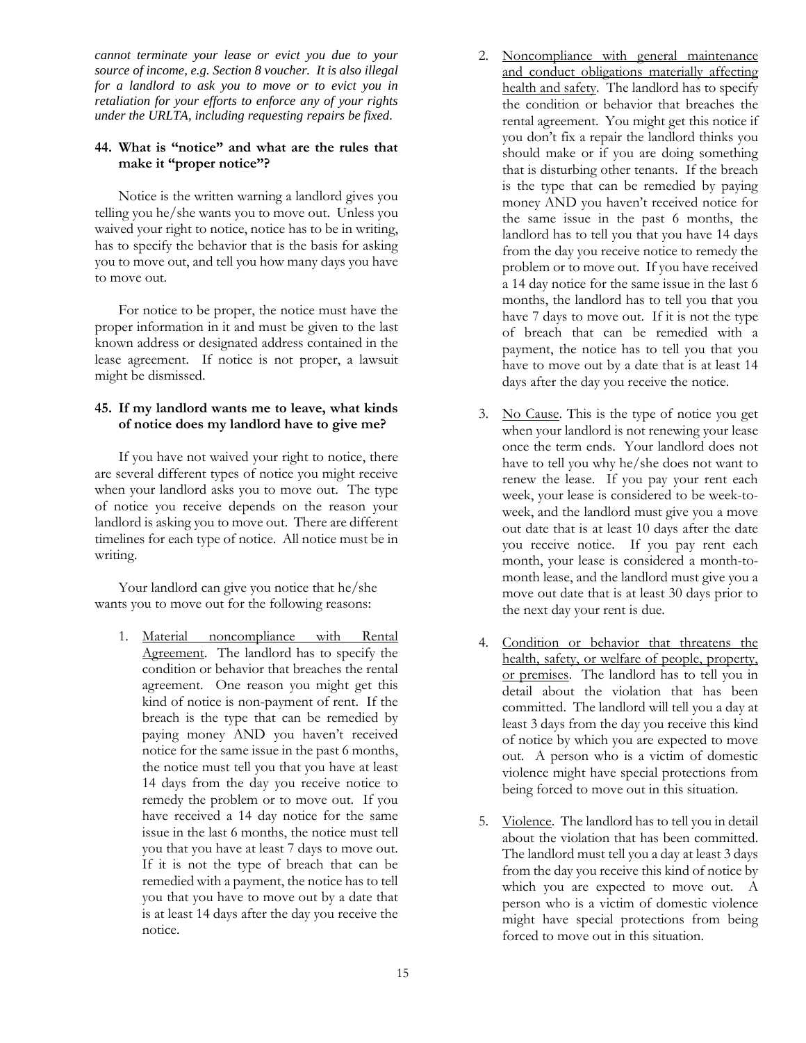***cannot terminate your lease or evict you due to your source of income, e.g. Section 8 voucher. It is also illegal for a landlord to ask you to move or to evict you in retaliation for your efforts to enforce any of your rights under the URLTA, including requesting repairs be fixed.***

### 44. What is "notice" and what are the rules that make it "proper notice"?

Notice is the written warning a landlord gives you telling you he/she wants you to move out. Unless you waived your right to notice, notice has to be in writing, has to specify the behavior that is the basis for asking you to move out, and tell you how many days you have to move out.

For notice to be proper, the notice must have the proper information in it and must be given to the last known address or designated address contained in the lease agreement. If notice is not proper, a lawsuit might be dismissed.

### 45. If my landlord wants me to leave, what kinds of notice does my landlord have to give me?

If you have not waived your right to notice, there are several different types of notice you might receive when your landlord asks you to move out. The type of notice you receive depends on the reason your landlord is asking you to move out. There are different timelines for each type of notice. All notice must be in writing.

Your landlord can give you notice that he/she wants you to move out for the following reasons:

1. <u>Material noncompliance with Rental Agreement</u>. The landlord has to specify the condition or behavior that breaches the rental agreement. One reason you might get this kind of notice is non-payment of rent. If the breach is the type that can be remedied by paying money AND you haven't received notice for the same issue in the past 6 months, the notice must tell you that you have at least 14 days from the day you receive notice to remedy the problem or to move out. If you have received a 14 day notice for the same issue in the last 6 months, the notice must tell you that you have at least 7 days to move out. If it is not the type of breach that can be remedied with a payment, the notice has to tell you that you have to move out by a date that is at least 14 days after the day you receive the notice.

2. <u>Noncompliance with general maintenance and conduct obligations materially affecting health and safety</u>. The landlord has to specify the condition or behavior that breaches the rental agreement. You might get this notice if you don't fix a repair the landlord thinks you should make or if you are doing something that is disturbing other tenants. If the breach is the type that can be remedied by paying money AND you haven't received notice for the same issue in the past 6 months, the landlord has to tell you that you have 14 days from the day you receive notice to remedy the problem or to move out. If you have received a 14 day notice for the same issue in the last 6 months, the landlord has to tell you that you have 7 days to move out. If it is not the type of breach that can be remedied with a payment, the notice has to tell you that you have to move out by a date that is at least 14 days after the day you receive the notice.

3. <u>No Cause</u>. This is the type of notice you get when your landlord is not renewing your lease once the term ends. Your landlord does not have to tell you why he/she does not want to renew the lease. If you pay your rent each week, your lease is considered to be week-to-week, and the landlord must give you a move out date that is at least 10 days after the date you receive notice. If you pay rent each month, your lease is considered a month-to-month lease, and the landlord must give you a move out date that is at least 30 days prior to the next day your rent is due.

4. <u>Condition or behavior that threatens the health, safety, or welfare of people, property, or premises</u>. The landlord has to tell you in detail about the violation that has been committed. The landlord will tell you a day at least 3 days from the day you receive this kind of notice by which you are expected to move out. A person who is a victim of domestic violence might have special protections from being forced to move out in this situation.

5. <u>Violence</u>. The landlord has to tell you in detail about the violation that has been committed. The landlord must tell you a day at least 3 days from the day you receive this kind of notice by which you are expected to move out. A person who is a victim of domestic violence might have special protections from being forced to move out in this situation.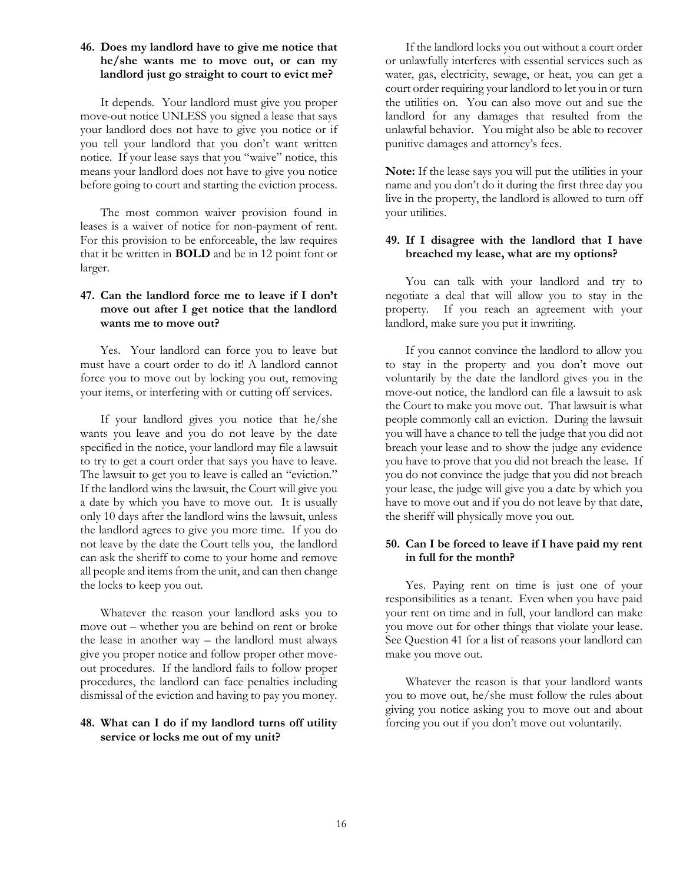### 46. Does my landlord have to give me notice that he/she wants me to move out, or can my landlord just go straight to court to evict me?

It depends. Your landlord must give you proper move-out notice UNLESS you signed a lease that says your landlord does not have to give you notice or if you tell your landlord that you don't want written notice. If your lease says that you "waive" notice, this means your landlord does not have to give you notice before going to court and starting the eviction process.

The most common waiver provision found in leases is a waiver of notice for non-payment of rent. For this provision to be enforceable, the law requires that it be written in **BOLD** and be in 12 point font or larger.

### 47. Can the landlord force me to leave if I don't move out after I get notice that the landlord wants me to move out?

Yes. Your landlord can force you to leave but must have a court order to do it! A landlord cannot force you to move out by locking you out, removing your items, or interfering with or cutting off services.

If your landlord gives you notice that he/she wants you leave and you do not leave by the date specified in the notice, your landlord may file a lawsuit to try to get a court order that says you have to leave. The lawsuit to get you to leave is called an "eviction." If the landlord wins the lawsuit, the Court will give you a date by which you have to move out. It is usually only 10 days after the landlord wins the lawsuit, unless the landlord agrees to give you more time. If you do not leave by the date the Court tells you, the landlord can ask the sheriff to come to your home and remove all people and items from the unit, and can then change the locks to keep you out.

Whatever the reason your landlord asks you to move out – whether you are behind on rent or broke the lease in another way – the landlord must always give you proper notice and follow proper other move-out procedures. If the landlord fails to follow proper procedures, the landlord can face penalties including dismissal of the eviction and having to pay you money.

### 48. What can I do if my landlord turns off utility service or locks me out of my unit?

If the landlord locks you out without a court order or unlawfully interferes with essential services such as water, gas, electricity, sewage, or heat, you can get a court order requiring your landlord to let you in or turn the utilities on. You can also move out and sue the landlord for any damages that resulted from the unlawful behavior. You might also be able to recover punitive damages and attorney's fees.

**Note:** If the lease says you will put the utilities in your name and you don't do it during the first three day you live in the property, the landlord is allowed to turn off your utilities.

### 49. If I disagree with the landlord that I have breached my lease, what are my options?

You can talk with your landlord and try to negotiate a deal that will allow you to stay in the property. If you reach an agreement with your landlord, make sure you put it inwriting.

If you cannot convince the landlord to allow you to stay in the property and you don't move out voluntarily by the date the landlord gives you in the move-out notice, the landlord can file a lawsuit to ask the Court to make you move out. That lawsuit is what people commonly call an eviction. During the lawsuit you will have a chance to tell the judge that you did not breach your lease and to show the judge any evidence you have to prove that you did not breach the lease. If you do not convince the judge that you did not breach your lease, the judge will give you a date by which you have to move out and if you do not leave by that date, the sheriff will physically move you out.

### 50. Can I be forced to leave if I have paid my rent in full for the month?

Yes. Paying rent on time is just one of your responsibilities as a tenant. Even when you have paid your rent on time and in full, your landlord can make you move out for other things that violate your lease. See Question 41 for a list of reasons your landlord can make you move out.

Whatever the reason is that your landlord wants you to move out, he/she must follow the rules about giving you notice asking you to move out and about forcing you out if you don't move out voluntarily.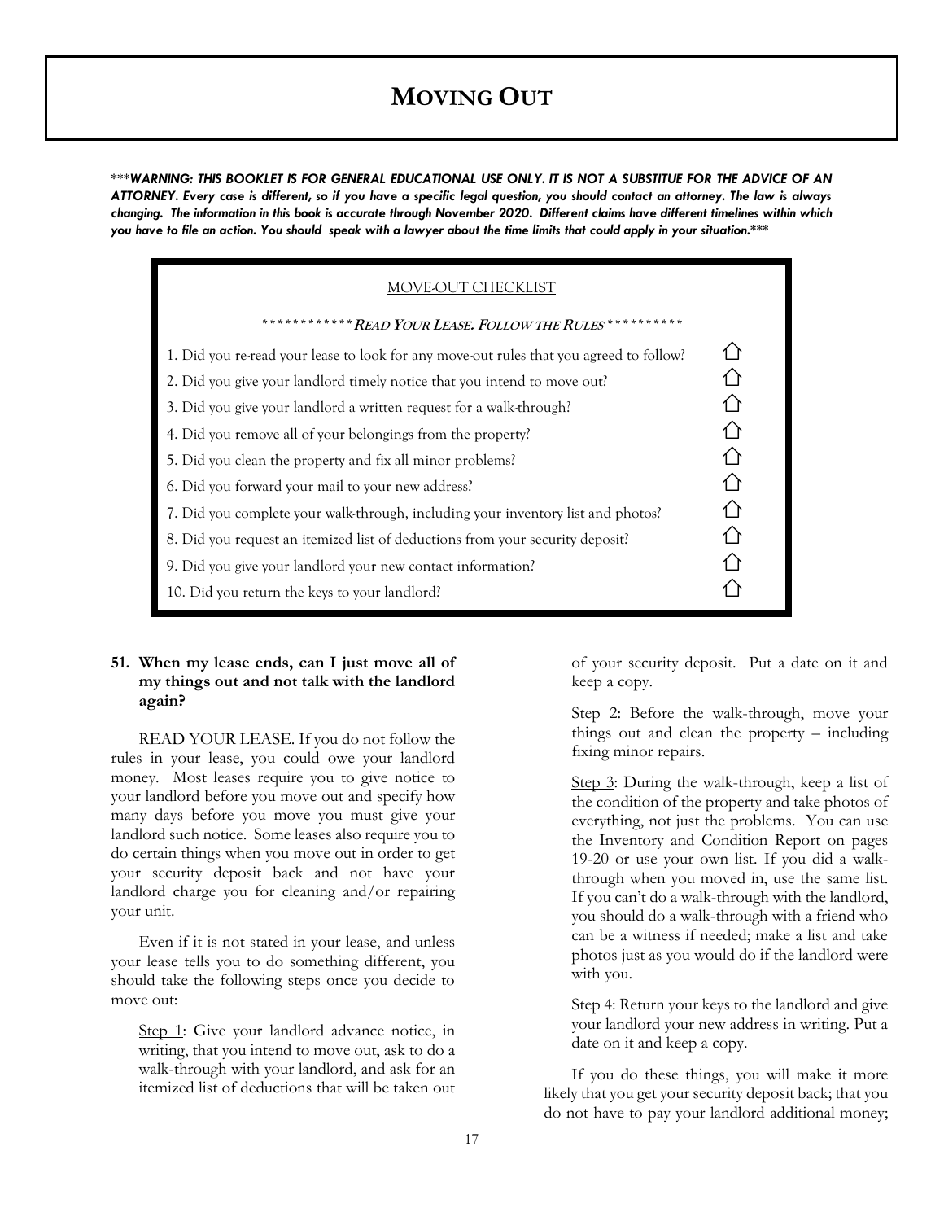# MOVING OUT

****WARNING: THIS BOOKLET IS FOR GENERAL EDUCATIONAL USE ONLY. IT IS NOT A SUBSTITUE FOR THE ADVICE OF AN ATTORNEY. Every case is different, so if you have a specific legal question, you should contact an attorney. The law is always changing. The information in this book is accurate through November 2020. Different claims have different timelines within which you have to file an action. You should speak with a lawyer about the time limits that could apply in your situation.****

MOVE-OUT CHECKLIST

************ *READ YOUR LEASE. FOLLOW THE RULES* **********

1. Did you re-read your lease to look for any move-out rules that you agreed to follow? ☐
2. Did you give your landlord timely notice that you intend to move out? ☐
3. Did you give your landlord a written request for a walk-through? ☐
4. Did you remove all of your belongings from the property? ☐
5. Did you clean the property and fix all minor problems? ☐
6. Did you forward your mail to your new address? ☐
7. Did you complete your walk-through, including your inventory list and photos? ☐
8. Did you request an itemized list of deductions from your security deposit? ☐
9. Did you give your landlord your new contact information? ☐
10. Did you return the keys to your landlord? ☐

### 51. When my lease ends, can I just move all of my things out and not talk with the landlord again?

READ YOUR LEASE. If you do not follow the rules in your lease, you could owe your landlord money. Most leases require you to give notice to your landlord before you move out and specify how many days before you move you must give your landlord such notice. Some leases also require you to do certain things when you move out in order to get your security deposit back and not have your landlord charge you for cleaning and/or repairing your unit.

Even if it is not stated in your lease, and unless your lease tells you to do something different, you should take the following steps once you decide to move out:

Step 1: Give your landlord advance notice, in writing, that you intend to move out, ask to do a walk-through with your landlord, and ask for an itemized list of deductions that will be taken out of your security deposit. Put a date on it and keep a copy.

Step 2: Before the walk-through, move your things out and clean the property – including fixing minor repairs.

Step 3: During the walk-through, keep a list of the condition of the property and take photos of everything, not just the problems. You can use the Inventory and Condition Report on pages 19-20 or use your own list. If you did a walk-through when you moved in, use the same list. If you can't do a walk-through with the landlord, you should do a walk-through with a friend who can be a witness if needed; make a list and take photos just as you would do if the landlord were with you.

Step 4: Return your keys to the landlord and give your landlord your new address in writing. Put a date on it and keep a copy.

If you do these things, you will make it more likely that you get your security deposit back; that you do not have to pay your landlord additional money;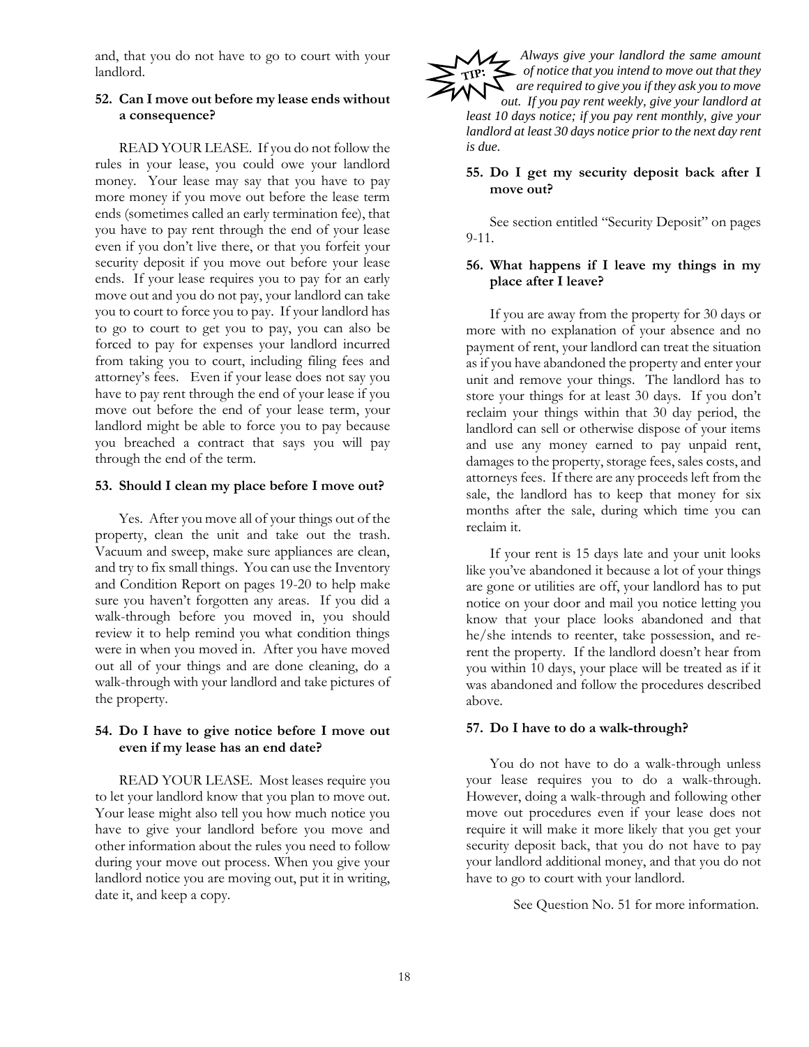and, that you do not have to go to court with your landlord.

### 52. Can I move out before my lease ends without a consequence?

READ YOUR LEASE. If you do not follow the rules in your lease, you could owe your landlord money. Your lease may say that you have to pay more money if you move out before the lease term ends (sometimes called an early termination fee), that you have to pay rent through the end of your lease even if you don't live there, or that you forfeit your security deposit if you move out before your lease ends. If your lease requires you to pay for an early move out and you do not pay, your landlord can take you to court to force you to pay. If your landlord has to go to court to get you to pay, you can also be forced to pay for expenses your landlord incurred from taking you to court, including filing fees and attorney's fees. Even if your lease does not say you have to pay rent through the end of your lease if you move out before the end of your lease term, your landlord might be able to force you to pay because you breached a contract that says you will pay through the end of the term.

### 53. Should I clean my place before I move out?

Yes. After you move all of your things out of the property, clean the unit and take out the trash. Vacuum and sweep, make sure appliances are clean, and try to fix small things. You can use the Inventory and Condition Report on pages 19-20 to help make sure you haven't forgotten any areas. If you did a walk-through before you moved in, you should review it to help remind you what condition things were in when you moved in. After you have moved out all of your things and are done cleaning, do a walk-through with your landlord and take pictures of the property.

### 54. Do I have to give notice before I move out even if my lease has an end date?

READ YOUR LEASE. Most leases require you to let your landlord know that you plan to move out. Your lease might also tell you how much notice you have to give your landlord before you move and other information about the rules you need to follow during your move out process. When you give your landlord notice you are moving out, put it in writing, date it, and keep a copy.

**TIP:** ***Always give your landlord the same amount of notice that you intend to move out that they are required to give you if they ask you to move out. If you pay rent weekly, give your landlord at least 10 days notice; if you pay rent monthly, give your landlord at least 30 days notice prior to the next day rent is due.***

### 55. Do I get my security deposit back after I move out?

See section entitled "Security Deposit" on pages 9-11.

### 56. What happens if I leave my things in my place after I leave?

If you are away from the property for 30 days or more with no explanation of your absence and no payment of rent, your landlord can treat the situation as if you have abandoned the property and enter your unit and remove your things. The landlord has to store your things for at least 30 days. If you don't reclaim your things within that 30 day period, the landlord can sell or otherwise dispose of your items and use any money earned to pay unpaid rent, damages to the property, storage fees, sales costs, and attorneys fees. If there are any proceeds left from the sale, the landlord has to keep that money for six months after the sale, during which time you can reclaim it.

If your rent is 15 days late and your unit looks like you've abandoned it because a lot of your things are gone or utilities are off, your landlord has to put notice on your door and mail you notice letting you know that your place looks abandoned and that he/she intends to reenter, take possession, and re-rent the property. If the landlord doesn't hear from you within 10 days, your place will be treated as if it was abandoned and follow the procedures described above.

### 57. Do I have to do a walk-through?

You do not have to do a walk-through unless your lease requires you to do a walk-through. However, doing a walk-through and following other move out procedures even if your lease does not require it will make it more likely that you get your security deposit back, that you do not have to pay your landlord additional money, and that you do not have to go to court with your landlord.

See Question No. 51 for more information.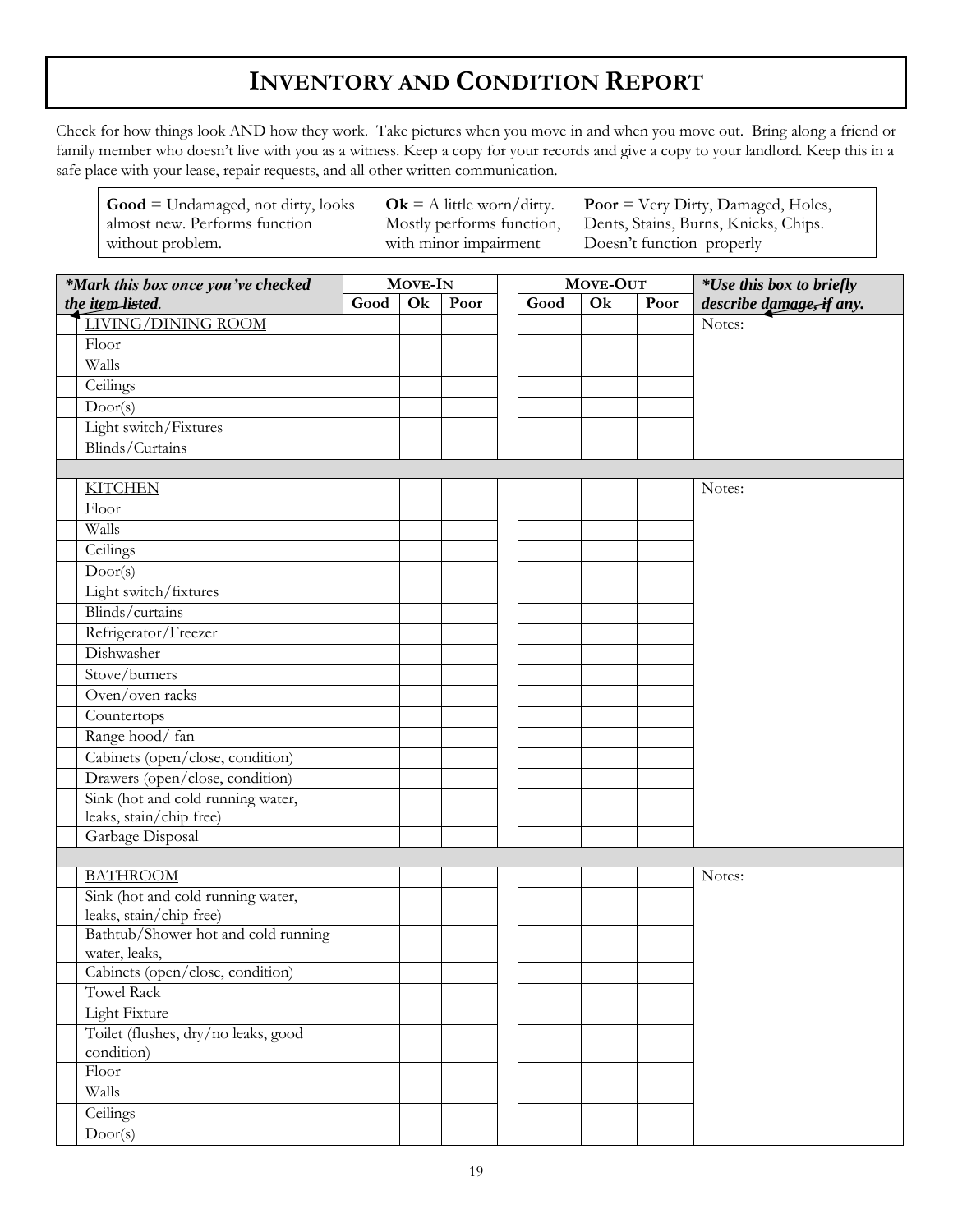# INVENTORY AND CONDITION REPORT

Check for how things look AND how they work. Take pictures when you move in and when you move out. Bring along a friend or family member who doesn't live with you as a witness. Keep a copy for your records and give a copy to your landlord. Keep this in a safe place with your lease, repair requests, and all other written communication.

| | | |
|---|---|---|
| **Good** = Undamaged, not dirty, looks almost new. Performs function without problem. | **Ok** = A little worn/dirty. Mostly performs function, with minor impairment | **Poor** = Very Dirty, Damaged, Holes, Dents, Stains, Burns, Knicks, Chips. Doesn't function properly |

| | *\*Mark this box once you've checked the item listed.* | MOVE-IN | | | | MOVE-OUT | | | *\*Use this box to briefly describe damage, if any.* |
|---|---|---|---|---|---|---|---|---|---|
| | | Good | Ok | Poor | | Good | Ok | Poor | |
| | LIVING/DINING ROOM | | | | | | | | Notes: |
| | Floor | | | | | | | | |
| | Walls | | | | | | | | |
| | Ceilings | | | | | | | | |
| | Door(s) | | | | | | | | |
| | Light switch/Fixtures | | | | | | | | |
| | Blinds/Curtains | | | | | | | | |
| | | | | | | | | | |
| | KITCHEN | | | | | | | | Notes: |
| | Floor | | | | | | | | |
| | Walls | | | | | | | | |
| | Ceilings | | | | | | | | |
| | Door(s) | | | | | | | | |
| | Light switch/fixtures | | | | | | | | |
| | Blinds/curtains | | | | | | | | |
| | Refrigerator/Freezer | | | | | | | | |
| | Dishwasher | | | | | | | | |
| | Stove/burners | | | | | | | | |
| | Oven/oven racks | | | | | | | | |
| | Countertops | | | | | | | | |
| | Range hood/ fan | | | | | | | | |
| | Cabinets (open/close, condition) | | | | | | | | |
| | Drawers (open/close, condition) | | | | | | | | |
| | Sink (hot and cold running water, leaks, stain/chip free) | | | | | | | | |
| | Garbage Disposal | | | | | | | | |
| | | | | | | | | | |
| | BATHROOM | | | | | | | | Notes: |
| | Sink (hot and cold running water, leaks, stain/chip free) | | | | | | | | |
| | Bathtub/Shower hot and cold running water, leaks, | | | | | | | | |
| | Cabinets (open/close, condition) | | | | | | | | |
| | Towel Rack | | | | | | | | |
| | Light Fixture | | | | | | | | |
| | Toilet (flushes, dry/no leaks, good condition) | | | | | | | | |
| | Floor | | | | | | | | |
| | Walls | | | | | | | | |
| | Ceilings | | | | | | | | |
| | Door(s) | | | | | | | | |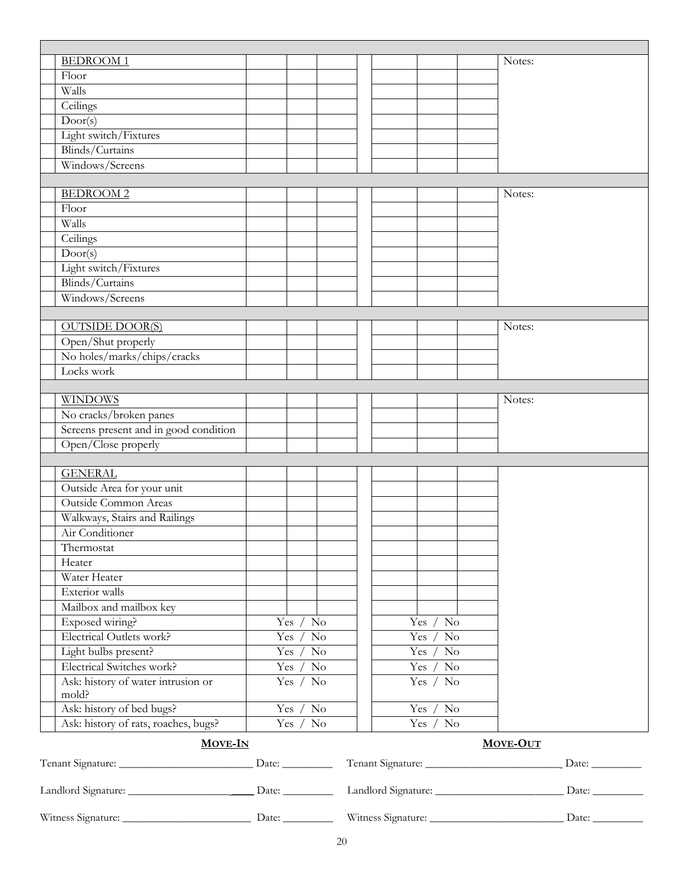| | | | | | | | | | |
|---|---|---|---|---|---|---|---|---|---|
| | BEDROOM 1 | | | | | | | | Notes: |
| | Floor | | | | | | | | |
| | Walls | | | | | | | | |
| | Ceilings | | | | | | | | |
| | Door(s) | | | | | | | | |
| | Light switch/Fixtures | | | | | | | | |
| | Blinds/Curtains | | | | | | | | |
| | Windows/Screens | | | | | | | | |
| | | | | | | | | | |
| | BEDROOM 2 | | | | | | | | Notes: |
| | Floor | | | | | | | | |
| | Walls | | | | | | | | |
| | Ceilings | | | | | | | | |
| | Door(s) | | | | | | | | |
| | Light switch/Fixtures | | | | | | | | |
| | Blinds/Curtains | | | | | | | | |
| | Windows/Screens | | | | | | | | |
| | | | | | | | | | |
| | OUTSIDE DOOR(S) | | | | | | | | Notes: |
| | Open/Shut properly | | | | | | | | |
| | No holes/marks/chips/cracks | | | | | | | | |
| | Locks work | | | | | | | | |
| | | | | | | | | | |
| | WINDOWS | | | | | | | | Notes: |
| | No cracks/broken panes | | | | | | | | |
| | Screens present and in good condition | | | | | | | | |
| | Open/Close properly | | | | | | | | |
| | | | | | | | | | |
| | GENERAL | | | | | | | | |
| | Outside Area for your unit | | | | | | | | |
| | Outside Common Areas | | | | | | | | |
| | Walkways, Stairs and Railings | | | | | | | | |
| | Air Conditioner | | | | | | | | |
| | Thermostat | | | | | | | | |
| | Heater | | | | | | | | |
| | Water Heater | | | | | | | | |
| | Exterior walls | | | | | | | | |
| | Mailbox and mailbox key | | | | | | | | |
| | Exposed wiring? | Yes / No | | | | Yes / No | | | |
| | Electrical Outlets work? | Yes / No | | | | Yes / No | | | |
| | Light bulbs present? | Yes / No | | | | Yes / No | | | |
| | Electrical Switches work? | Yes / No | | | | Yes / No | | | |
| | Ask: history of water intrusion or mold? | Yes / No | | | | Yes / No | | | |
| | Ask: history of bed bugs? | Yes / No | | | | Yes / No | | | |
| | Ask: history of rats, roaches, bugs? | Yes / No | | | | Yes / No | | | |

**MOVE-IN**

Tenant Signature: _______________________ Date: _________

Landlord Signature: _______________________ Date: _________

Witness Signature: _______________________ Date: _________

**MOVE-OUT**

Tenant Signature: _______________________ Date: _________

Landlord Signature: _______________________ Date: _________

Witness Signature: _______________________ Date: _________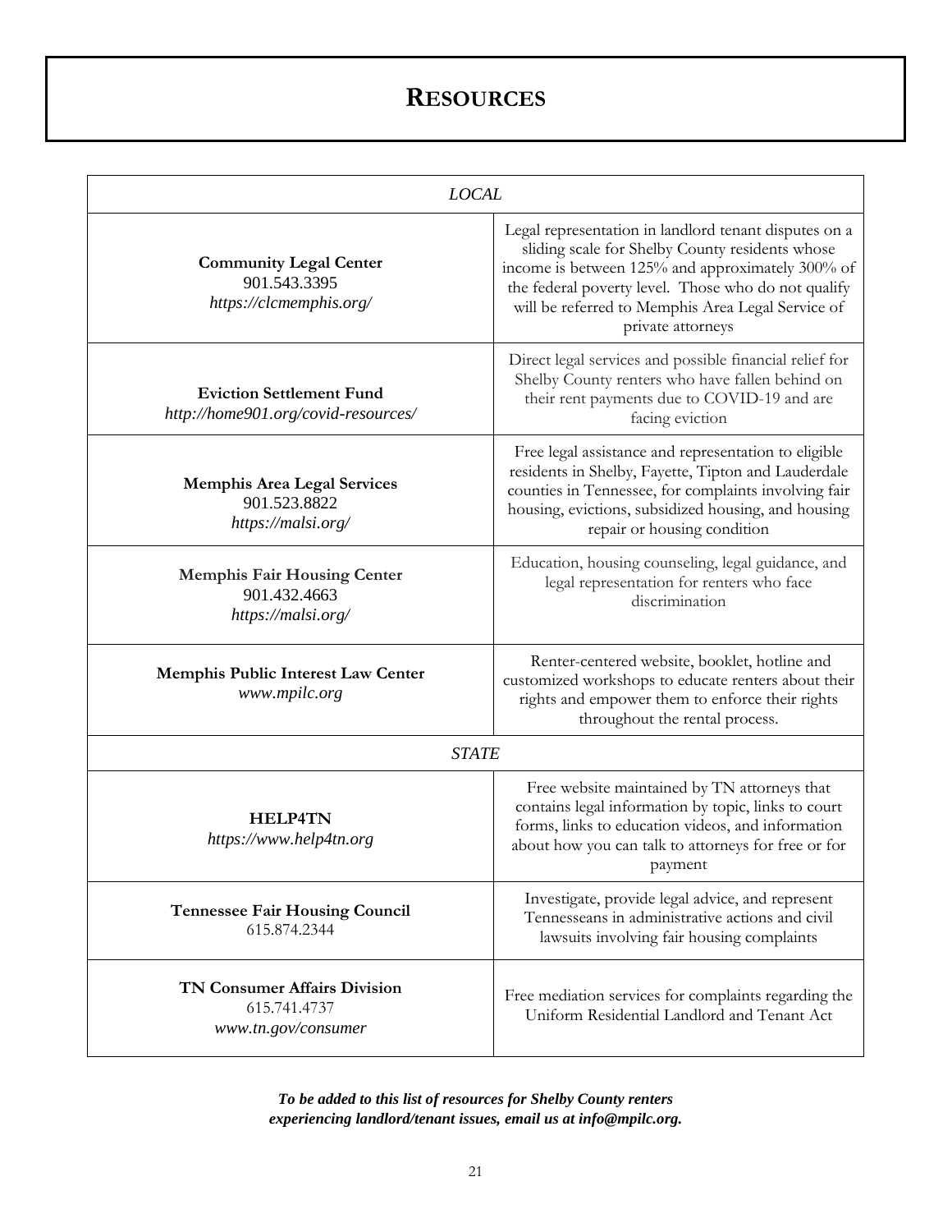# RESOURCES

| *LOCAL* | |
|---|---|
| **Community Legal Center**<br>901.543.3395<br>*https://clcmemphis.org/* | Legal representation in landlord tenant disputes on a sliding scale for Shelby County residents whose income is between 125% and approximately 300% of the federal poverty level. Those who do not qualify will be referred to Memphis Area Legal Service of private attorneys |
| **Eviction Settlement Fund**<br>*http://home901.org/covid-resources/* | Direct legal services and possible financial relief for Shelby County renters who have fallen behind on their rent payments due to COVID-19 and are facing eviction |
| **Memphis Area Legal Services**<br>901.523.8822<br>*https://malsi.org/* | Free legal assistance and representation to eligible residents in Shelby, Fayette, Tipton and Lauderdale counties in Tennessee, for complaints involving fair housing, evictions, subsidized housing, and housing repair or housing condition |
| **Memphis Fair Housing Center**<br>901.432.4663<br>*https://malsi.org/* | Education, housing counseling, legal guidance, and legal representation for renters who face discrimination |
| **Memphis Public Interest Law Center**<br>*www.mpilc.org* | Renter-centered website, booklet, hotline and customized workshops to educate renters about their rights and empower them to enforce their rights throughout the rental process. |
| *STATE* | |
| **HELP4TN**<br>*https://www.help4tn.org* | Free website maintained by TN attorneys that contains legal information by topic, links to court forms, links to education videos, and information about how you can talk to attorneys for free or for payment |
| **Tennessee Fair Housing Council**<br>615.874.2344 | Investigate, provide legal advice, and represent Tennesseans in administrative actions and civil lawsuits involving fair housing complaints |
| **TN Consumer Affairs Division**<br>615.741.4737<br>*www.tn.gov/consumer* | Free mediation services for complaints regarding the Uniform Residential Landlord and Tenant Act |

***To be added to this list of resources for Shelby County renters experiencing landlord/tenant issues, email us at info@mpilc.org.***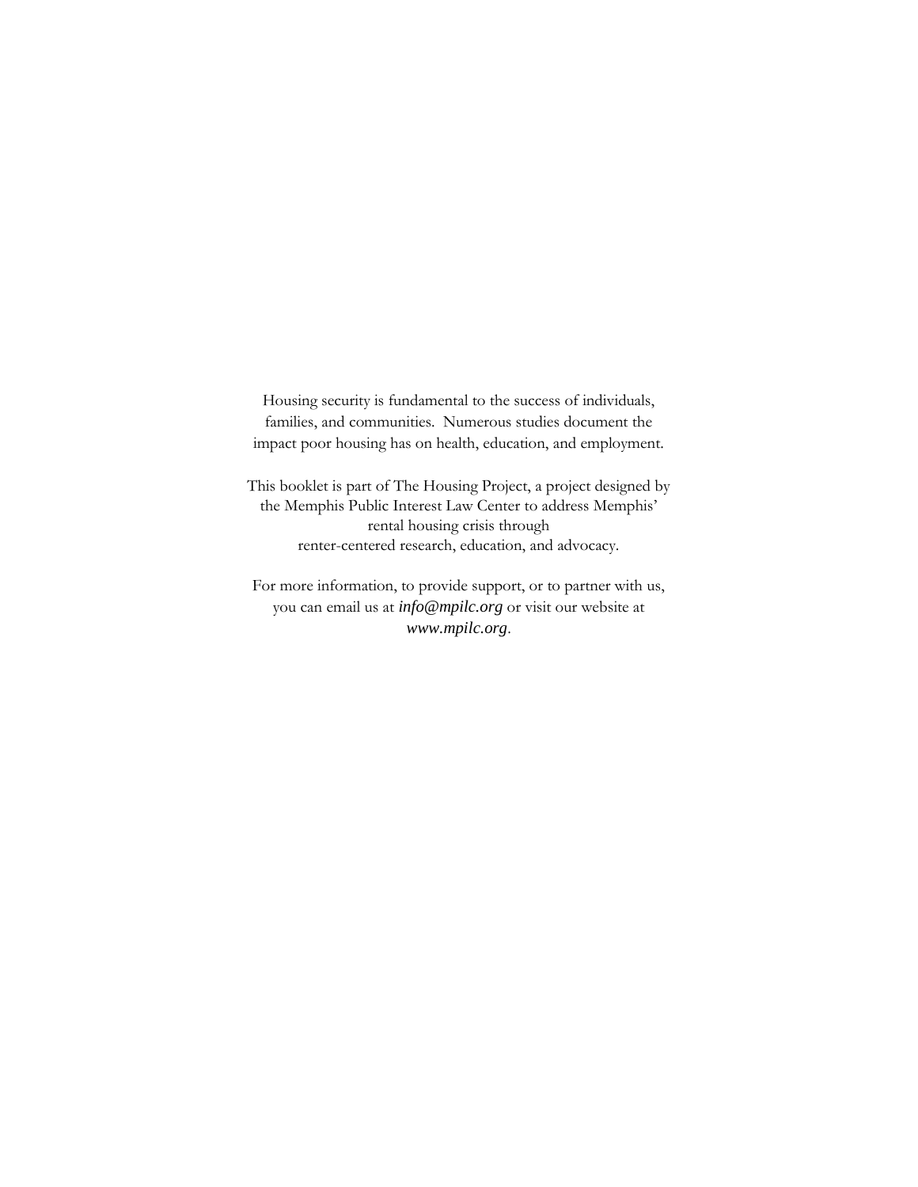Housing security is fundamental to the success of individuals, families, and communities. Numerous studies document the impact poor housing has on health, education, and employment.

This booklet is part of The Housing Project, a project designed by the Memphis Public Interest Law Center to address Memphis' rental housing crisis through renter-centered research, education, and advocacy.

For more information, to provide support, or to partner with us, you can email us at *info@mpilc.org* or visit our website at *www.mpilc.org*.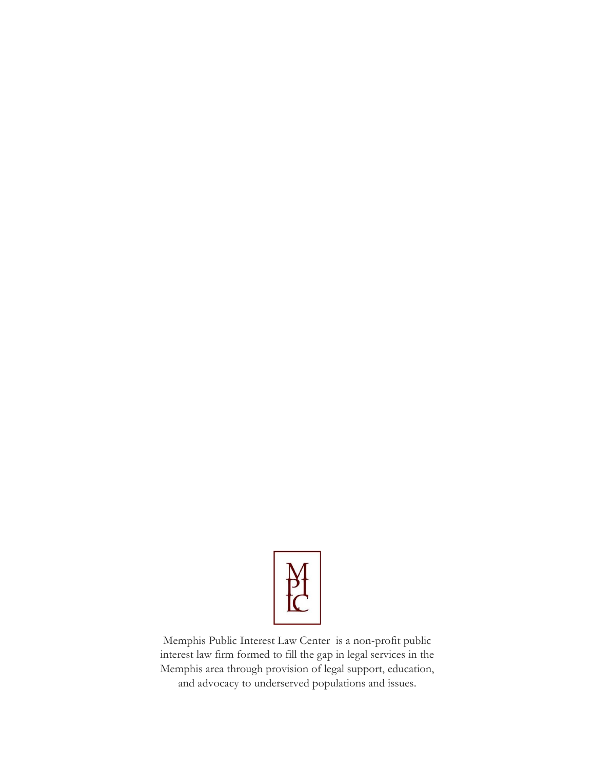MPILC

Memphis Public Interest Law Center is a non-profit public interest law firm formed to fill the gap in legal services in the Memphis area through provision of legal support, education, and advocacy to underserved populations and issues.